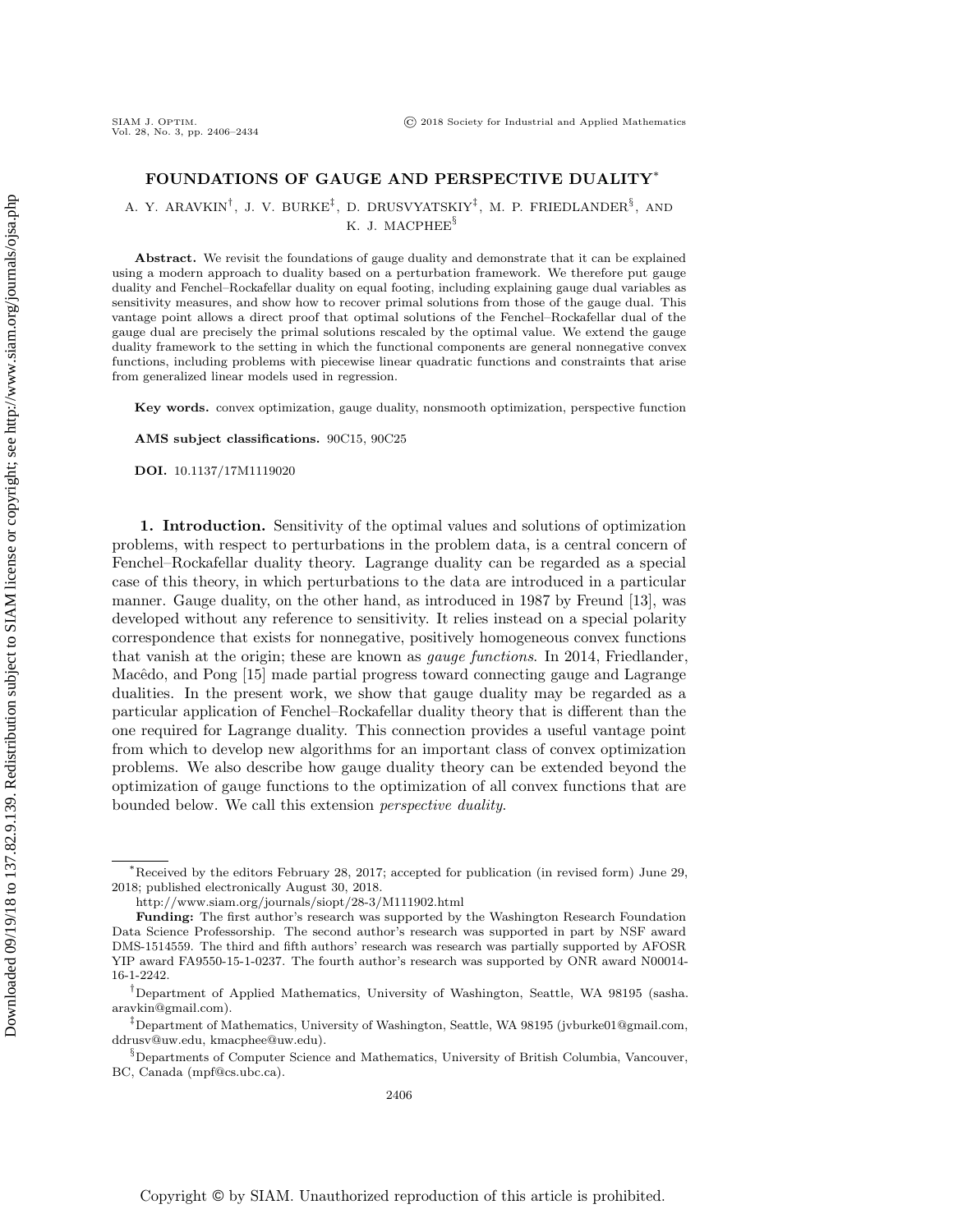# FOUNDATIONS OF GAUGE AND PERSPECTIVE DUALITY*

A. Y. ARAVKIN†, J. V. BURKE‡, D. DRUSVYATSKIY‡, M. P. FRIEDLANDER§, AND K. J. MACPHEE§

**Abstract.** We revisit the foundations of gauge duality and demonstrate that it can be explained using a modern approach to duality based on a perturbation framework. We therefore put gauge duality and Fenchel–Rockafellar duality on equal footing, including explaining gauge dual variables as sensitivity measures, and show how to recover primal solutions from those of the gauge dual. This vantage point allows a direct proof that optimal solutions of the Fenchel–Rockafellar dual of the gauge dual are precisely the primal solutions rescaled by the optimal value. We extend the gauge duality framework to the setting in which the functional components are general nonnegative convex functions, including problems with piecewise linear quadratic functions and constraints that arise from generalized linear models used in regression.

**Key words.** convex optimization, gauge duality, nonsmooth optimization, perspective function

**AMS subject classifications.** 90C15, 90C25

**DOI.** 10.1137/17M1119020

## 1. Introduction.

Sensitivity of the optimal values and solutions of optimization problems, with respect to perturbations in the problem data, is a central concern of Fenchel–Rockafellar duality theory. Lagrange duality can be regarded as a special case of this theory, in which perturbations to the data are introduced in a particular manner. Gauge duality, on the other hand, as introduced in 1987 by Freund [13], was developed without any reference to sensitivity. It relies instead on a special polarity correspondence that exists for nonnegative, positively homogeneous convex functions that vanish at the origin; these are known as *gauge functions*. In 2014, Friedlander, Macêdo, and Pong [15] made partial progress toward connecting gauge and Lagrange dualities. In the present work, we show that gauge duality may be regarded as a particular application of Fenchel–Rockafellar duality theory that is different than the one required for Lagrange duality. This connection provides a useful vantage point from which to develop new algorithms for an important class of convex optimization problems. We also describe how gauge duality theory can be extended beyond the optimization of gauge functions to the optimization of all convex functions that are bounded below. We call this extension *perspective duality*.

---

*Received by the editors February 28, 2017; accepted for publication (in revised form) June 29, 2018; published electronically August 30, 2018.

http://www.siam.org/journals/siopt/28-3/M111902.html

**Funding:** The first author's research was supported by the Washington Research Foundation Data Science Professorship. The second author's research was supported in part by NSF award DMS-1514559. The third and fifth authors' research was research was partially supported by AFOSR YIP award FA9550-15-1-0237. The fourth author's research was supported by ONR award N00014-16-1-2242.

†Department of Applied Mathematics, University of Washington, Seattle, WA 98195 (sasha.aravkin@gmail.com).

‡Department of Mathematics, University of Washington, Seattle, WA 98195 (jvburke01@gmail.com, ddrusv@uw.edu, kmacphee@uw.edu).

§Departments of Computer Science and Mathematics, University of British Columbia, Vancouver, BC, Canada (mpf@cs.ubc.ca).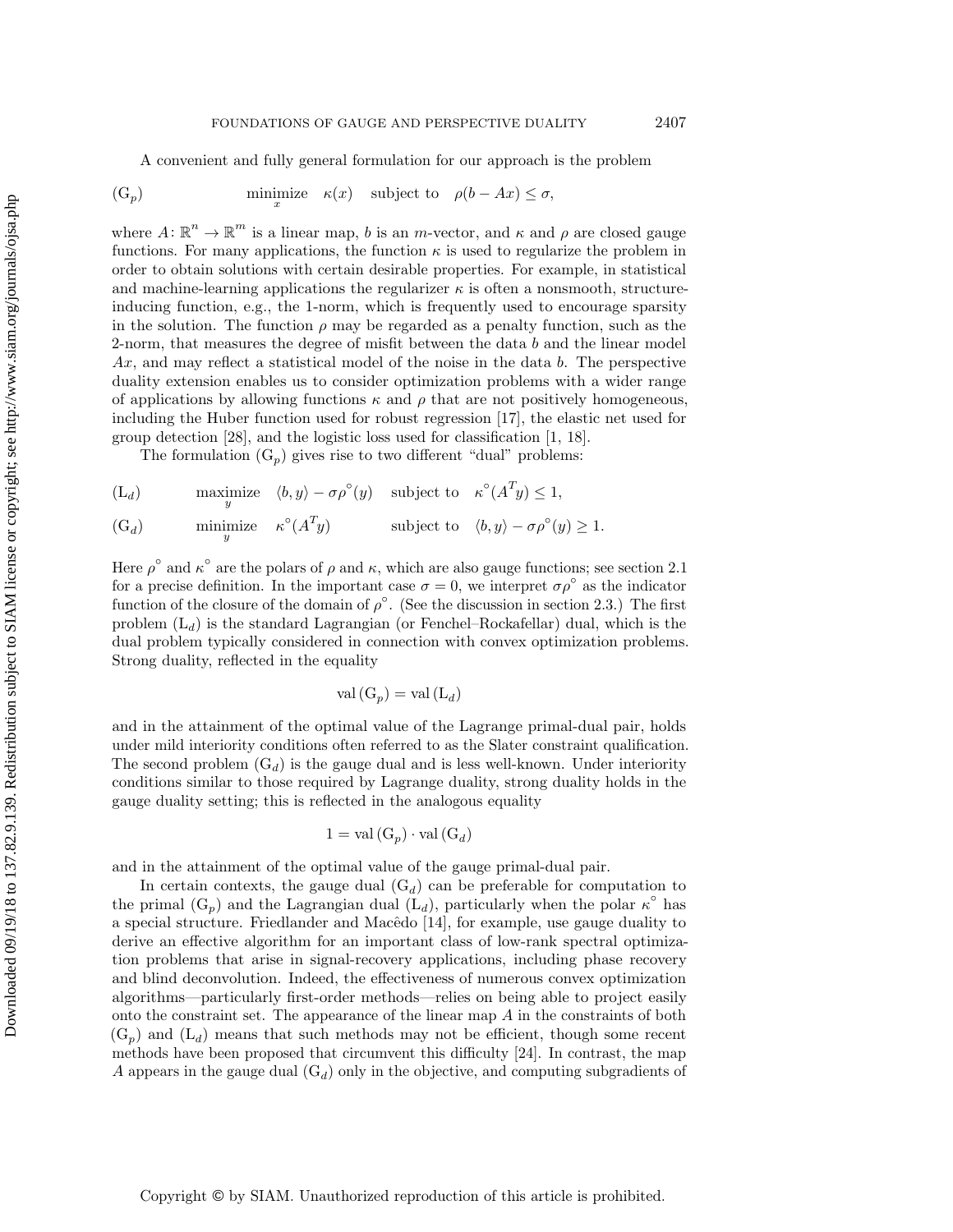A convenient and fully general formulation for our approach is the problem

$$(\mathrm{G}_p) \qquad \underset{x}{\text{minimize}} \quad \kappa(x) \quad \text{subject to} \quad \rho(b - Ax) \le \sigma,$$

where $A\colon \mathbb{R}^n \to \mathbb{R}^m$ is a linear map, $b$ is an $m$-vector, and $\kappa$ and $\rho$ are closed gauge functions. For many applications, the function $\kappa$ is used to regularize the problem in order to obtain solutions with certain desirable properties. For example, in statistical and machine-learning applications the regularizer $\kappa$ is often a nonsmooth, structure-inducing function, e.g., the 1-norm, which is frequently used to encourage sparsity in the solution. The function $\rho$ may be regarded as a penalty function, such as the 2-norm, that measures the degree of misfit between the data $b$ and the linear model $Ax$, and may reflect a statistical model of the noise in the data $b$. The perspective duality extension enables us to consider optimization problems with a wider range of applications by allowing functions $\kappa$ and $\rho$ that are not positively homogeneous, including the Huber function used for robust regression [17], the elastic net used for group detection [28], and the logistic loss used for classification [1, 18].

The formulation $(\mathrm{G}_p)$ gives rise to two different "dual" problems:

$$(\mathrm{L}_d) \qquad \underset{y}{\text{maximize}} \quad \langle b, y\rangle - \sigma\rho^\circ(y) \quad \text{subject to} \quad \kappa^\circ(A^T y) \le 1,$$

$$(\mathrm{G}_d) \qquad \underset{y}{\text{minimize}} \quad \kappa^\circ(A^T y) \qquad \text{subject to} \quad \langle b, y\rangle - \sigma\rho^\circ(y) \ge 1.$$

Here $\rho^\circ$ and $\kappa^\circ$ are the polars of $\rho$ and $\kappa$, which are also gauge functions; see section 2.1 for a precise definition. In the important case $\sigma = 0$, we interpret $\sigma\rho^\circ$ as the indicator function of the closure of the domain of $\rho^\circ$. (See the discussion in section 2.3.) The first problem $(\mathrm{L}_d)$ is the standard Lagrangian (or Fenchel–Rockafellar) dual, which is the dual problem typically considered in connection with convex optimization problems. Strong duality, reflected in the equality

$$\mathrm{val}\,(\mathrm{G}_p) = \mathrm{val}\,(\mathrm{L}_d)$$

and in the attainment of the optimal value of the Lagrange primal-dual pair, holds under mild interiority conditions often referred to as the Slater constraint qualification. The second problem $(\mathrm{G}_d)$ is the gauge dual and is less well-known. Under interiority conditions similar to those required by Lagrange duality, strong duality holds in the gauge duality setting; this is reflected in the analogous equality

$$1 = \mathrm{val}\,(\mathrm{G}_p) \cdot \mathrm{val}\,(\mathrm{G}_d)$$

and in the attainment of the optimal value of the gauge primal-dual pair.

In certain contexts, the gauge dual $(\mathrm{G}_d)$ can be preferable for computation to the primal $(\mathrm{G}_p)$ and the Lagrangian dual $(\mathrm{L}_d)$, particularly when the polar $\kappa^\circ$ has a special structure. Friedlander and Macêdo [14], for example, use gauge duality to derive an effective algorithm for an important class of low-rank spectral optimization problems that arise in signal-recovery applications, including phase recovery and blind deconvolution. Indeed, the effectiveness of numerous convex optimization algorithms—particularly first-order methods—relies on being able to project easily onto the constraint set. The appearance of the linear map $A$ in the constraints of both $(\mathrm{G}_p)$ and $(\mathrm{L}_d)$ means that such methods may not be efficient, though some recent methods have been proposed that circumvent this difficulty [24]. In contrast, the map $A$ appears in the gauge dual $(\mathrm{G}_d)$ only in the objective, and computing subgradients of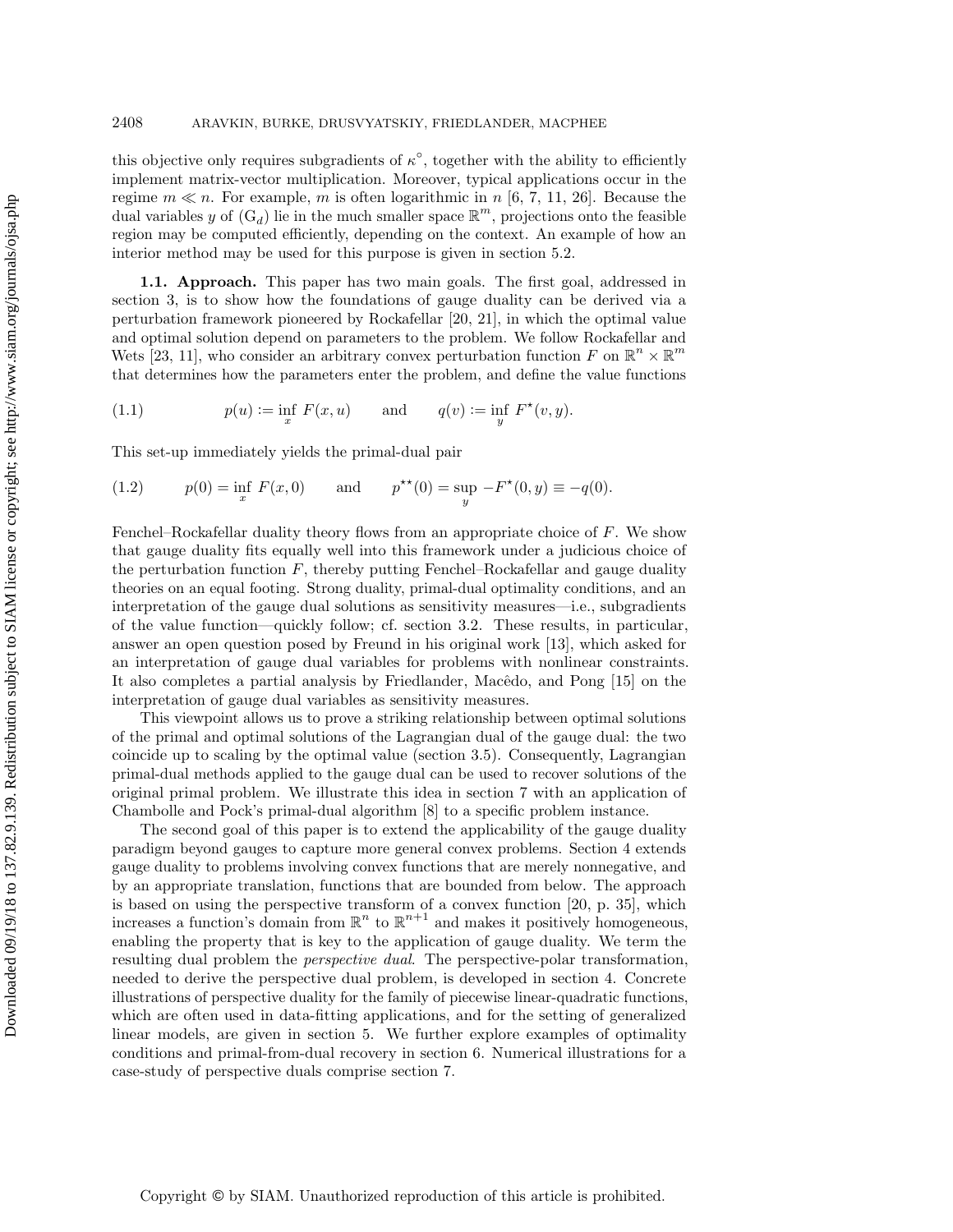this objective only requires subgradients of $\kappa^\circ$, together with the ability to efficiently implement matrix-vector multiplication. Moreover, typical applications occur in the regime $m \ll n$. For example, $m$ is often logarithmic in $n$ [6, 7, 11, 26]. Because the dual variables $y$ of $(\mathrm{G}_d)$ lie in the much smaller space $\mathbb{R}^m$, projections onto the feasible region may be computed efficiently, depending on the context. An example of how an interior method may be used for this purpose is given in section 5.2.

**1.1. Approach.** This paper has two main goals. The first goal, addressed in section 3, is to show how the foundations of gauge duality can be derived via a perturbation framework pioneered by Rockafellar [20, 21], in which the optimal value and optimal solution depend on parameters to the problem. We follow Rockafellar and Wets [23, 11], who consider an arbitrary convex perturbation function $F$ on $\mathbb{R}^n \times \mathbb{R}^m$ that determines how the parameters enter the problem, and define the value functions

$$p(u) := \inf_x \; F(x, u) \qquad \text{and} \qquad q(v) := \inf_y \; F^\star(v, y). \tag{1.1}$$

This set-up immediately yields the primal-dual pair

$$p(0) = \inf_x \; F(x, 0) \qquad \text{and} \qquad p^{\star\star}(0) = \sup_y \; -F^\star(0, y) \equiv -q(0). \tag{1.2}$$

Fenchel–Rockafellar duality theory flows from an appropriate choice of $F$. We show that gauge duality fits equally well into this framework under a judicious choice of the perturbation function $F$, thereby putting Fenchel–Rockafellar and gauge duality theories on an equal footing. Strong duality, primal-dual optimality conditions, and an interpretation of the gauge dual solutions as sensitivity measures—i.e., subgradients of the value function—quickly follow; cf. section 3.2. These results, in particular, answer an open question posed by Freund in his original work [13], which asked for an interpretation of gauge dual variables for problems with nonlinear constraints. It also completes a partial analysis by Friedlander, Macêdo, and Pong [15] on the interpretation of gauge dual variables as sensitivity measures.

This viewpoint allows us to prove a striking relationship between optimal solutions of the primal and optimal solutions of the Lagrangian dual of the gauge dual: the two coincide up to scaling by the optimal value (section 3.5). Consequently, Lagrangian primal-dual methods applied to the gauge dual can be used to recover solutions of the original primal problem. We illustrate this idea in section 7 with an application of Chambolle and Pock's primal-dual algorithm [8] to a specific problem instance.

The second goal of this paper is to extend the applicability of the gauge duality paradigm beyond gauges to capture more general convex problems. Section 4 extends gauge duality to problems involving convex functions that are merely nonnegative, and by an appropriate translation, functions that are bounded from below. The approach is based on using the perspective transform of a convex function [20, p. 35], which increases a function's domain from $\mathbb{R}^n$ to $\mathbb{R}^{n+1}$ and makes it positively homogeneous, enabling the property that is key to the application of gauge duality. We term the resulting dual problem the *perspective dual*. The perspective-polar transformation, needed to derive the perspective dual problem, is developed in section 4. Concrete illustrations of perspective duality for the family of piecewise linear-quadratic functions, which are often used in data-fitting applications, and for the setting of generalized linear models, are given in section 5. We further explore examples of optimality conditions and primal-from-dual recovery in section 6. Numerical illustrations for a case-study of perspective duals comprise section 7.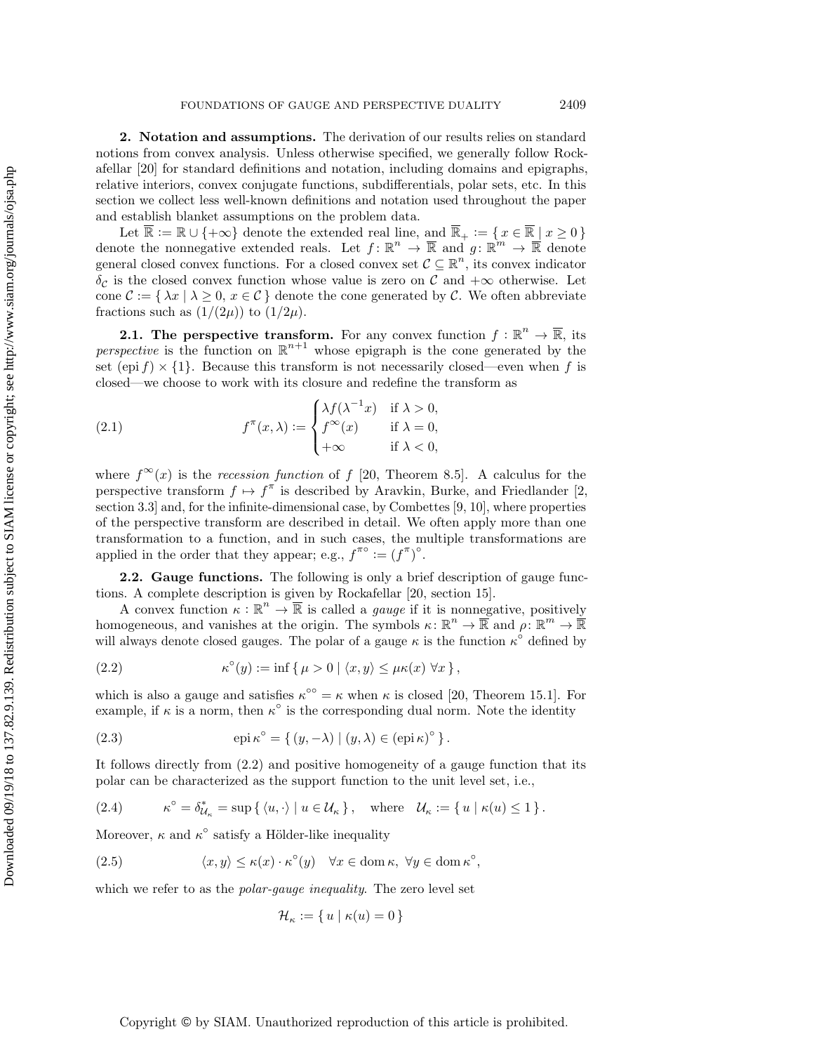## 2. Notation and assumptions.

The derivation of our results relies on standard notions from convex analysis. Unless otherwise specified, we generally follow Rockafellar [20] for standard definitions and notation, including domains and epigraphs, relative interiors, convex conjugate functions, subdifferentials, polar sets, etc. In this section we collect less well-known definitions and notation used throughout the paper and establish blanket assumptions on the problem data.

Let $\overline{\mathbb{R}} := \mathbb{R} \cup \{+\infty\}$ denote the extended real line, and $\overline{\mathbb{R}}_+ := \{\, x \in \overline{\mathbb{R}} \mid x \geq 0 \,\}$ denote the nonnegative extended reals. Let $f\colon \mathbb{R}^n \to \overline{\mathbb{R}}$ and $g\colon \mathbb{R}^m \to \overline{\mathbb{R}}$ denote general closed convex functions. For a closed convex set $\mathcal{C} \subseteq \mathbb{R}^n$, its convex indicator $\delta_{\mathcal{C}}$ is the closed convex function whose value is zero on $\mathcal{C}$ and $+\infty$ otherwise. Let $\operatorname{cone} \mathcal{C} := \{\, \lambda x \mid \lambda \geq 0,\ x \in \mathcal{C} \,\}$ denote the cone generated by $\mathcal{C}$. We often abbreviate fractions such as $(1/(2\mu))$ to $(1/2\mu)$.

### 2.1. The perspective transform.

For any convex function $f : \mathbb{R}^n \to \overline{\mathbb{R}}$, its *perspective* is the function on $\mathbb{R}^{n+1}$ whose epigraph is the cone generated by the set $(\operatorname{epi} f) \times \{1\}$. Because this transform is not necessarily closed—even when $f$ is closed—we choose to work with its closure and redefine the transform as

$$
f^{\pi}(x,\lambda) := \begin{cases} \lambda f(\lambda^{-1}x) & \text{if } \lambda > 0, \\ f^{\infty}(x) & \text{if } \lambda = 0, \\ +\infty & \text{if } \lambda < 0, \end{cases} \tag{2.1}
$$

where $f^{\infty}(x)$ is the *recession function* of $f$ [20, Theorem 8.5]. A calculus for the perspective transform $f \mapsto f^{\pi}$ is described by Aravkin, Burke, and Friedlander [2, section 3.3] and, for the infinite-dimensional case, by Combettes [9, 10], where properties of the perspective transform are described in detail. We often apply more than one transformation to a function, and in such cases, the multiple transformations are applied in the order that they appear; e.g., $f^{\pi\circ} := (f^{\pi})^{\circ}$.

### 2.2. Gauge functions.

The following is only a brief description of gauge functions. A complete description is given by Rockafellar [20, section 15].

A convex function $\kappa : \mathbb{R}^n \to \overline{\mathbb{R}}$ is called a *gauge* if it is nonnegative, positively homogeneous, and vanishes at the origin. The symbols $\kappa\colon \mathbb{R}^n \to \overline{\mathbb{R}}$ and $\rho\colon \mathbb{R}^m \to \overline{\mathbb{R}}$ will always denote closed gauges. The polar of a gauge $\kappa$ is the function $\kappa^{\circ}$ defined by

$$
\kappa^{\circ}(y) := \inf \{\, \mu > 0 \mid \langle x, y\rangle \leq \mu \kappa(x)\ \forall x \,\}, \tag{2.2}
$$

which is also a gauge and satisfies $\kappa^{\circ\circ} = \kappa$ when $\kappa$ is closed [20, Theorem 15.1]. For example, if $\kappa$ is a norm, then $\kappa^{\circ}$ is the corresponding dual norm. Note the identity

$$
\operatorname{epi} \kappa^{\circ} = \{\, (y, -\lambda) \mid (y,\lambda) \in (\operatorname{epi} \kappa)^{\circ} \,\}. \tag{2.3}
$$

It follows directly from (2.2) and positive homogeneity of a gauge function that its polar can be characterized as the support function to the unit level set, i.e.,

$$
\kappa^{\circ} = \delta^{*}_{\mathcal{U}_{\kappa}} = \sup \{\, \langle u, \cdot \rangle \mid u \in \mathcal{U}_{\kappa} \,\}, \quad \text{where} \quad \mathcal{U}_{\kappa} := \{\, u \mid \kappa(u) \leq 1 \,\}. \tag{2.4}
$$

Moreover, $\kappa$ and $\kappa^{\circ}$ satisfy a Hölder-like inequality

$$
\langle x, y \rangle \leq \kappa(x) \cdot \kappa^{\circ}(y) \quad \forall x \in \operatorname{dom} \kappa,\ \forall y \in \operatorname{dom} \kappa^{\circ}, \tag{2.5}
$$

which we refer to as the *polar-gauge inequality*. The zero level set

$$
\mathcal{H}_{\kappa} := \{\, u \mid \kappa(u) = 0 \,\}
$$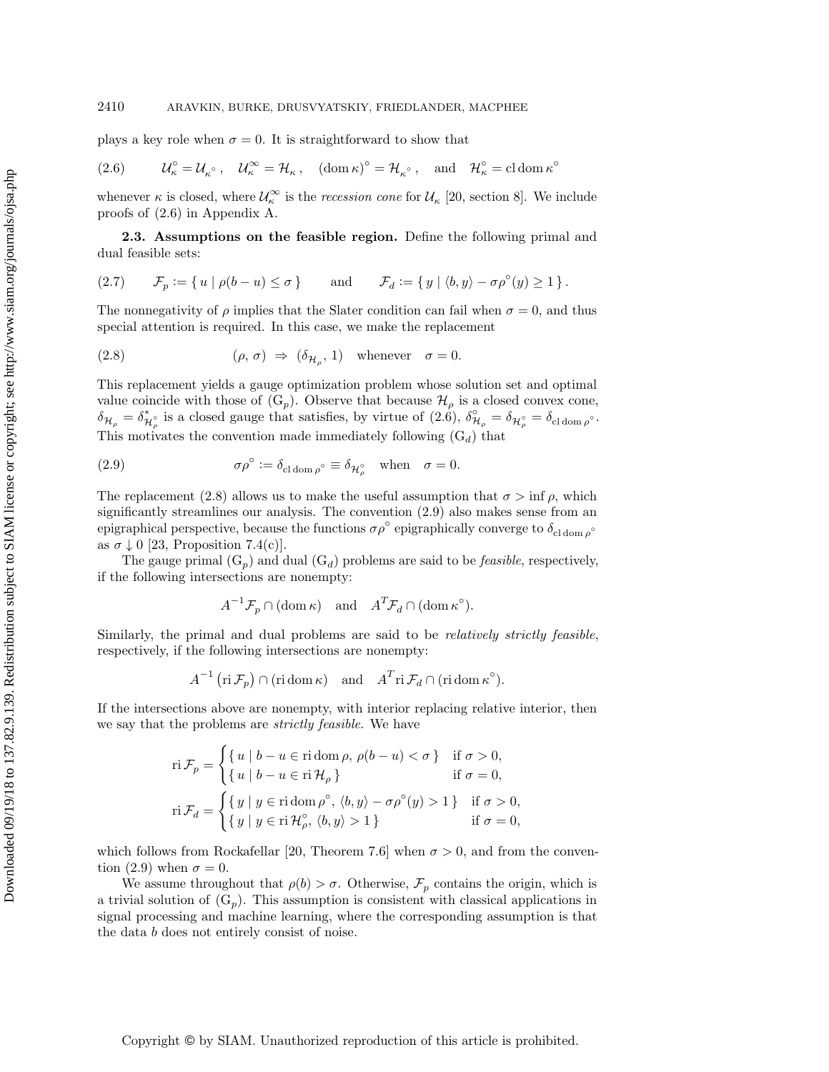plays a key role when $\sigma = 0$. It is straightforward to show that

$$\mathcal{U}_\kappa^\circ = \mathcal{U}_{\kappa^\circ}, \quad \mathcal{U}_\kappa^\infty = \mathcal{H}_\kappa, \quad (\operatorname{dom}\kappa)^\circ = \mathcal{H}_{\kappa^\circ}, \quad \text{and} \quad \mathcal{H}_\kappa^\circ = \operatorname{cl}\operatorname{dom}\kappa^\circ \tag{2.6}$$

whenever $\kappa$ is closed, where $\mathcal{U}_\kappa^\infty$ is the *recession cone* for $\mathcal{U}_\kappa$ [20, section 8]. We include proofs of (2.6) in Appendix A.

**2.3. Assumptions on the feasible region.** Define the following primal and dual feasible sets:

$$\mathcal{F}_p := \{\, u \mid \rho(b-u) \le \sigma \,\} \qquad \text{and} \qquad \mathcal{F}_d := \{\, y \mid \langle b, y\rangle - \sigma\rho^\circ(y) \ge 1 \,\}. \tag{2.7}$$

The nonnegativity of $\rho$ implies that the Slater condition can fail when $\sigma = 0$, and thus special attention is required. In this case, we make the replacement

$$(\rho,\, \sigma) \;\Rightarrow\; (\delta_{\mathcal{H}_\rho},\, 1) \quad \text{whenever} \quad \sigma = 0. \tag{2.8}$$

This replacement yields a gauge optimization problem whose solution set and optimal value coincide with those of $(\mathrm{G}_p)$. Observe that because $\mathcal{H}_\rho$ is a closed convex cone, $\delta_{\mathcal{H}_\rho} = \delta^*_{\mathcal{H}_\rho^\circ}$ is a closed gauge that satisfies, by virtue of (2.6), $\delta^\circ_{\mathcal{H}_\rho} = \delta_{\mathcal{H}_\rho^\circ} = \delta_{\operatorname{cl}\operatorname{dom}\rho^\circ}$. This motivates the convention made immediately following $(\mathrm{G}_d)$ that

$$\sigma\rho^\circ := \delta_{\operatorname{cl}\operatorname{dom}\rho^\circ} \equiv \delta_{\mathcal{H}_\rho^\circ} \quad \text{when} \quad \sigma = 0. \tag{2.9}$$

The replacement (2.8) allows us to make the useful assumption that $\sigma > \inf \rho$, which significantly streamlines our analysis. The convention (2.9) also makes sense from an epigraphical perspective, because the functions $\sigma\rho^\circ$ epigraphically converge to $\delta_{\operatorname{cl}\operatorname{dom}\rho^\circ}$ as $\sigma \downarrow 0$ [23, Proposition 7.4(c)].

The gauge primal $(\mathrm{G}_p)$ and dual $(\mathrm{G}_d)$ problems are said to be *feasible*, respectively, if the following intersections are nonempty:

$$A^{-1}\mathcal{F}_p \cap (\operatorname{dom}\kappa) \quad \text{and} \quad A^T\mathcal{F}_d \cap (\operatorname{dom}\kappa^\circ).$$

Similarly, the primal and dual problems are said to be *relatively strictly feasible*, respectively, if the following intersections are nonempty:

$$A^{-1}\left(\operatorname{ri}\mathcal{F}_p\right) \cap (\operatorname{ri}\operatorname{dom}\kappa) \quad \text{and} \quad A^T \operatorname{ri}\mathcal{F}_d \cap (\operatorname{ri}\operatorname{dom}\kappa^\circ).$$

If the intersections above are nonempty, with interior replacing relative interior, then we say that the problems are *strictly feasible*. We have

$$\operatorname{ri}\mathcal{F}_p = \begin{cases} \{\, u \mid b-u \in \operatorname{ri}\operatorname{dom}\rho,\ \rho(b-u) < \sigma \,\} & \text{if } \sigma > 0, \\ \{\, u \mid b-u \in \operatorname{ri}\mathcal{H}_\rho \,\} & \text{if } \sigma = 0, \end{cases}$$

$$\operatorname{ri}\mathcal{F}_d = \begin{cases} \{\, y \mid y \in \operatorname{ri}\operatorname{dom}\rho^\circ,\ \langle b, y\rangle - \sigma\rho^\circ(y) > 1 \,\} & \text{if } \sigma > 0, \\ \{\, y \mid y \in \operatorname{ri}\mathcal{H}_\rho^\circ,\ \langle b, y\rangle > 1 \,\} & \text{if } \sigma = 0, \end{cases}$$

which follows from Rockafellar [20, Theorem 7.6] when $\sigma > 0$, and from the convention (2.9) when $\sigma = 0$.

We assume throughout that $\rho(b) > \sigma$. Otherwise, $\mathcal{F}_p$ contains the origin, which is a trivial solution of $(\mathrm{G}_p)$. This assumption is consistent with classical applications in signal processing and machine learning, where the corresponding assumption is that the data $b$ does not entirely consist of noise.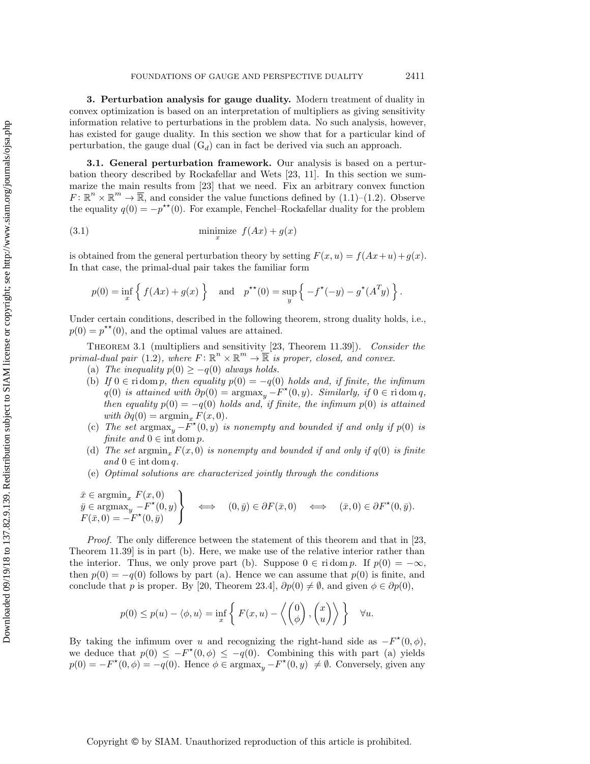## 3. Perturbation analysis for gauge duality.

Modern treatment of duality in convex optimization is based on an interpretation of multipliers as giving sensitivity information relative to perturbations in the problem data. No such analysis, however, has existed for gauge duality. In this section we show that for a particular kind of perturbation, the gauge dual $(\mathrm{G}_d)$ can in fact be derived via such an approach.

### 3.1. General perturbation framework.

Our analysis is based on a perturbation theory described by Rockafellar and Wets [23, 11]. In this section we summarize the main results from [23] that we need. Fix an arbitrary convex function $F\colon \mathbb{R}^n \times \mathbb{R}^m \to \overline{\mathbb{R}}$, and consider the value functions defined by (1.1)–(1.2). Observe the equality $q(0) = -p^{\star\star}(0)$. For example, Fenchel–Rockafellar duality for the problem

$$\underset{x}{\text{minimize}} \;\; f(Ax) + g(x) \tag{3.1}$$

is obtained from the general perturbation theory by setting $F(x,u) = f(Ax+u) + g(x)$. In that case, the primal-dual pair takes the familiar form

$$p(0) = \inf_x \left\{ \, f(Ax) + g(x) \, \right\} \quad \text{and} \quad p^{\star\star}(0) = \sup_y \left\{ \, -f^\star(-y) - g^\star(A^T y) \, \right\}.$$

Under certain conditions, described in the following theorem, strong duality holds, i.e., $p(0) = p^{\star\star}(0)$, and the optimal values are attained.

**Theorem 3.1** (multipliers and sensitivity [23, Theorem 11.39]). *Consider the primal-dual pair (1.2), where $F\colon \mathbb{R}^n \times \mathbb{R}^m \to \overline{\mathbb{R}}$ is proper, closed, and convex.*

(a) *The inequality $p(0) \geq -q(0)$ always holds.*

(b) *If $0 \in \operatorname{ri}\operatorname{dom} p$, then equality $p(0) = -q(0)$ holds and, if finite, the infimum $q(0)$ is attained with $\partial p(0) = \operatorname{argmax}_y -F^\star(0,y)$. Similarly, if $0 \in \operatorname{ri}\operatorname{dom} q$, then equality $p(0) = -q(0)$ holds and, if finite, the infimum $p(0)$ is attained with $\partial q(0) = \operatorname{argmin}_x F(x,0)$.*

(c) *The set $\operatorname{argmax}_y -F^\star(0,y)$ is nonempty and bounded if and only if $p(0)$ is finite and $0 \in \operatorname{int}\operatorname{dom} p$.*

(d) *The set $\operatorname{argmin}_x F(x,0)$ is nonempty and bounded if and only if $q(0)$ is finite and $0 \in \operatorname{int}\operatorname{dom} q$.*

(e) *Optimal solutions are characterized jointly through the conditions*

$$\left.\begin{array}{l} \bar{x} \in \operatorname{argmin}_x \, F(x,0) \\ \bar{y} \in \operatorname{argmax}_y \, -F^\star(0,y) \\ F(\bar{x},0) = -F^\star(0,\bar{y}) \end{array}\right\} \iff (0,\bar{y}) \in \partial F(\bar{x},0) \iff (\bar{x},0) \in \partial F^\star(0,\bar{y}).$$

*Proof.* The only difference between the statement of this theorem and that in [23, Theorem 11.39] is in part (b). Here, we make use of the relative interior rather than the interior. Thus, we only prove part (b). Suppose $0 \in \operatorname{ri}\operatorname{dom} p$. If $p(0) = -\infty$, then $p(0) = -q(0)$ follows by part (a). Hence we can assume that $p(0)$ is finite, and conclude that $p$ is proper. By [20, Theorem 23.4], $\partial p(0) \neq \emptyset$, and given $\phi \in \partial p(0)$,

$$p(0) \leq p(u) - \langle \phi, u \rangle = \inf_x \left\{ \, F(x,u) - \left\langle \begin{pmatrix} 0 \\ \phi \end{pmatrix}, \begin{pmatrix} x \\ u \end{pmatrix} \right\rangle \, \right\} \quad \forall u.$$

By taking the infimum over $u$ and recognizing the right-hand side as $-F^\star(0,\phi)$, we deduce that $p(0) \leq -F^\star(0,\phi) \leq -q(0)$. Combining this with part (a) yields $p(0) = -F^\star(0,\phi) = -q(0)$. Hence $\phi \in \operatorname{argmax}_y -F^\star(0,y) \neq \emptyset$. Conversely, given any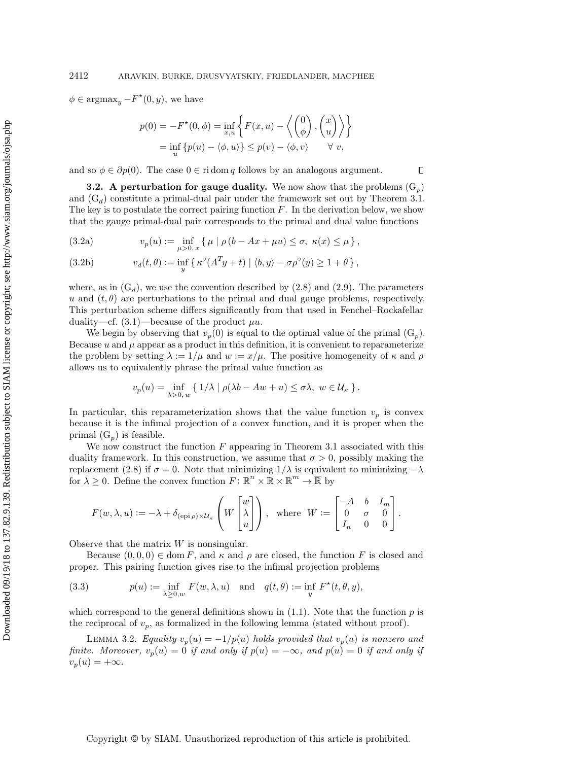$\phi \in \operatorname{argmax}_y -F^\star(0, y)$, we have

$$p(0) = -F^\star(0,\phi) = \inf_{x,u}\left\{ F(x,u) - \left\langle \begin{pmatrix} 0 \\ \phi \end{pmatrix}, \begin{pmatrix} x \\ u \end{pmatrix} \right\rangle \right\}$$
$$= \inf_u \{p(u) - \langle \phi, u\rangle\} \le p(v) - \langle \phi, v\rangle \qquad \forall\ v,$$

and so $\phi \in \partial p(0)$. The case $0 \in \operatorname{ri}\operatorname{dom} q$ follows by an analogous argument. $\square$

**3.2. A perturbation for gauge duality.** We now show that the problems $(\mathrm{G}_p)$ and $(\mathrm{G}_d)$ constitute a primal-dual pair under the framework set out by Theorem 3.1. The key is to postulate the correct pairing function $F$. In the derivation below, we show that the gauge primal-dual pair corresponds to the primal and dual value functions

$$v_p(u) := \inf_{\mu>0,\, x} \{\, \mu \mid \rho(b - Ax + \mu u) \le \sigma,\ \kappa(x) \le \mu \,\}, \tag{3.2a}$$

$$v_d(t,\theta) := \inf_{y} \{\, \kappa^\circ(A^T y + t) \mid \langle b, y\rangle - \sigma\rho^\circ(y) \ge 1 + \theta \,\}, \tag{3.2b}$$

where, as in $(\mathrm{G}_d)$, we use the convention described by (2.8) and (2.9). The parameters $u$ and $(t,\theta)$ are perturbations to the primal and dual gauge problems, respectively. This perturbation scheme differs significantly from that used in Fenchel–Rockafellar duality—cf. (3.1)—because of the product $\mu u$.

We begin by observing that $v_p(0)$ is equal to the optimal value of the primal $(\mathrm{G}_p)$. Because $u$ and $\mu$ appear as a product in this definition, it is convenient to reparameterize the problem by setting $\lambda := 1/\mu$ and $w := x/\mu$. The positive homogeneity of $\kappa$ and $\rho$ allows us to equivalently phrase the primal value function as

$$v_p(u) = \inf_{\lambda>0,\, w} \{\, 1/\lambda \mid \rho(\lambda b - Aw + u) \le \sigma\lambda,\ w \in \mathcal{U}_\kappa \,\}.$$

In particular, this reparameterization shows that the value function $v_p$ is convex because it is the infimal projection of a convex function, and it is proper when the primal $(\mathrm{G}_p)$ is feasible.

We now construct the function $F$ appearing in Theorem 3.1 associated with this duality framework. In this construction, we assume that $\sigma > 0$, possibly making the replacement (2.8) if $\sigma = 0$. Note that minimizing $1/\lambda$ is equivalent to minimizing $-\lambda$ for $\lambda \ge 0$. Define the convex function $F\colon \mathbb{R}^n \times \mathbb{R} \times \mathbb{R}^m \to \overline{\mathbb{R}}$ by

$$F(w,\lambda,u) := -\lambda + \delta_{(\operatorname{epi}\rho)\times\mathcal{U}_\kappa}\left( W \begin{bmatrix} w \\ \lambda \\ u \end{bmatrix} \right), \quad \text{where } W := \begin{bmatrix} -A & b & I_m \\ 0 & \sigma & 0 \\ I_n & 0 & 0 \end{bmatrix}.$$

Observe that the matrix $W$ is nonsingular.

Because $(0,0,0) \in \operatorname{dom} F$, and $\kappa$ and $\rho$ are closed, the function $F$ is closed and proper. This pairing function gives rise to the infimal projection problems

$$p(u) := \inf_{\lambda\ge 0,\, w} F(w,\lambda,u) \quad \text{and} \quad q(t,\theta) := \inf_y F^\star(t,\theta,y), \tag{3.3}$$

which correspond to the general definitions shown in (1.1). Note that the function $p$ is the reciprocal of $v_p$, as formalized in the following lemma (stated without proof).

Lemma 3.2. *Equality $v_p(u) = -1/p(u)$ holds provided that $v_p(u)$ is nonzero and finite. Moreover, $v_p(u) = 0$ if and only if $p(u) = -\infty$, and $p(u) = 0$ if and only if $v_p(u) = +\infty$.*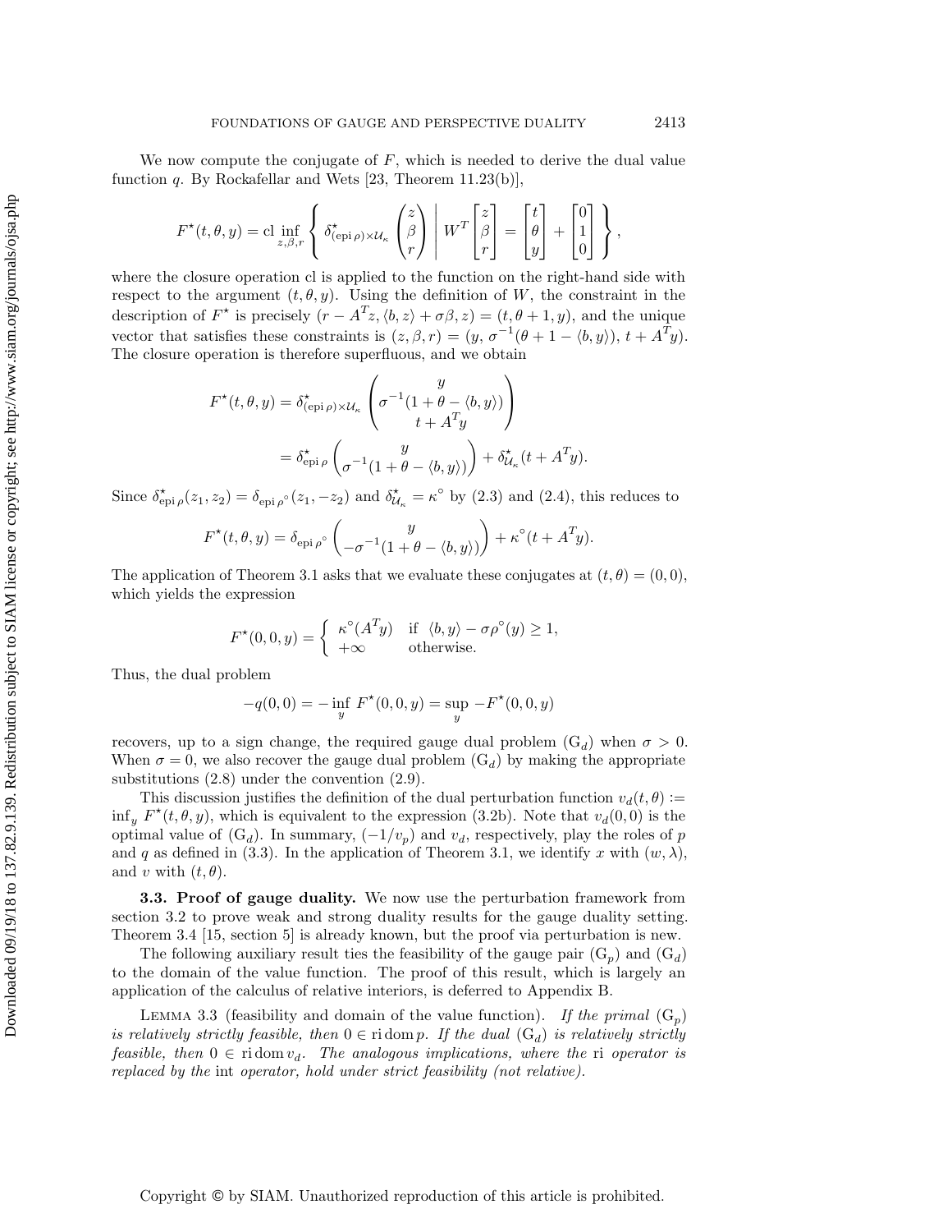We now compute the conjugate of $F$, which is needed to derive the dual value function $q$. By Rockafellar and Wets [23, Theorem 11.23(b)],

$$F^\star(t,\theta,y) = \operatorname{cl} \inf_{z,\beta,r} \left\{ \delta^\star_{(\operatorname{epi}\rho)\times\mathcal{U}_\kappa}\begin{pmatrix} z\\ \beta \\ r\end{pmatrix} \;\middle|\; W^T\begin{bmatrix} z\\ \beta\\ r\end{bmatrix} = \begin{bmatrix} t\\ \theta\\ y\end{bmatrix} + \begin{bmatrix} 0\\ 1\\ 0\end{bmatrix} \right\},$$

where the closure operation cl is applied to the function on the right-hand side with respect to the argument $(t, \theta, y)$. Using the definition of $W$, the constraint in the description of $F^\star$ is precisely $(r - A^T z, \langle b, z\rangle + \sigma\beta, z) = (t, \theta + 1, y)$, and the unique vector that satisfies these constraints is $(z, \beta, r) = (y, \sigma^{-1}(\theta + 1 - \langle b, y\rangle), t + A^T y)$. The closure operation is therefore superfluous, and we obtain

$$\begin{aligned}
F^\star(t,\theta,y) &= \delta^\star_{(\operatorname{epi}\rho)\times\mathcal{U}_\kappa}\begin{pmatrix} y\\ \sigma^{-1}(1+\theta-\langle b,y\rangle)\\ t+A^Ty\end{pmatrix}\\
&= \delta^\star_{\operatorname{epi}\rho}\begin{pmatrix} y\\ \sigma^{-1}(1+\theta-\langle b,y\rangle)\end{pmatrix} + \delta^\star_{\mathcal{U}_\kappa}(t+A^Ty).
\end{aligned}$$

Since $\delta^\star_{\operatorname{epi}\rho}(z_1, z_2) = \delta_{\operatorname{epi}\rho^\circ}(z_1, -z_2)$ and $\delta^\star_{\mathcal{U}_\kappa} = \kappa^\circ$ by (2.3) and (2.4), this reduces to

$$F^\star(t,\theta,y) = \delta_{\operatorname{epi}\rho^\circ}\begin{pmatrix} y\\ -\sigma^{-1}(1+\theta-\langle b,y\rangle)\end{pmatrix} + \kappa^\circ(t+A^Ty).$$

The application of Theorem 3.1 asks that we evaluate these conjugates at $(t, \theta) = (0, 0)$, which yields the expression

$$F^\star(0,0,y) = \begin{cases} \kappa^\circ(A^Ty) & \text{if } \langle b,y\rangle - \sigma\rho^\circ(y) \ge 1,\\ +\infty & \text{otherwise.}\end{cases}$$

Thus, the dual problem

$$-q(0,0) = -\inf_y F^\star(0,0,y) = \sup_y -F^\star(0,0,y)$$

recovers, up to a sign change, the required gauge dual problem ($\mathrm{G}_d$) when $\sigma > 0$. When $\sigma = 0$, we also recover the gauge dual problem ($\mathrm{G}_d$) by making the appropriate substitutions (2.8) under the convention (2.9).

This discussion justifies the definition of the dual perturbation function $v_d(t, \theta) := \inf_y F^\star(t, \theta, y)$, which is equivalent to the expression (3.2b). Note that $v_d(0, 0)$ is the optimal value of ($\mathrm{G}_d$). In summary, $(-1/v_p)$ and $v_d$, respectively, play the roles of $p$ and $q$ as defined in (3.3). In the application of Theorem 3.1, we identify $x$ with $(w, \lambda)$, and $v$ with $(t, \theta)$.

### 3.3. Proof of gauge duality.

We now use the perturbation framework from section 3.2 to prove weak and strong duality results for the gauge duality setting. Theorem 3.4 [15, section 5] is already known, but the proof via perturbation is new.

The following auxiliary result ties the feasibility of the gauge pair ($\mathrm{G}_p$) and ($\mathrm{G}_d$) to the domain of the value function. The proof of this result, which is largely an application of the calculus of relative interiors, is deferred to Appendix B.

Lemma 3.3 (feasibility and domain of the value function). *If the primal ($\mathrm{G}_p$) is relatively strictly feasible, then $0 \in \operatorname{ri}\operatorname{dom} p$. If the dual ($\mathrm{G}_d$) is relatively strictly feasible, then $0 \in \operatorname{ri}\operatorname{dom} v_d$. The analogous implications, where the* ri *operator is replaced by the* int *operator, hold under strict feasibility (not relative).*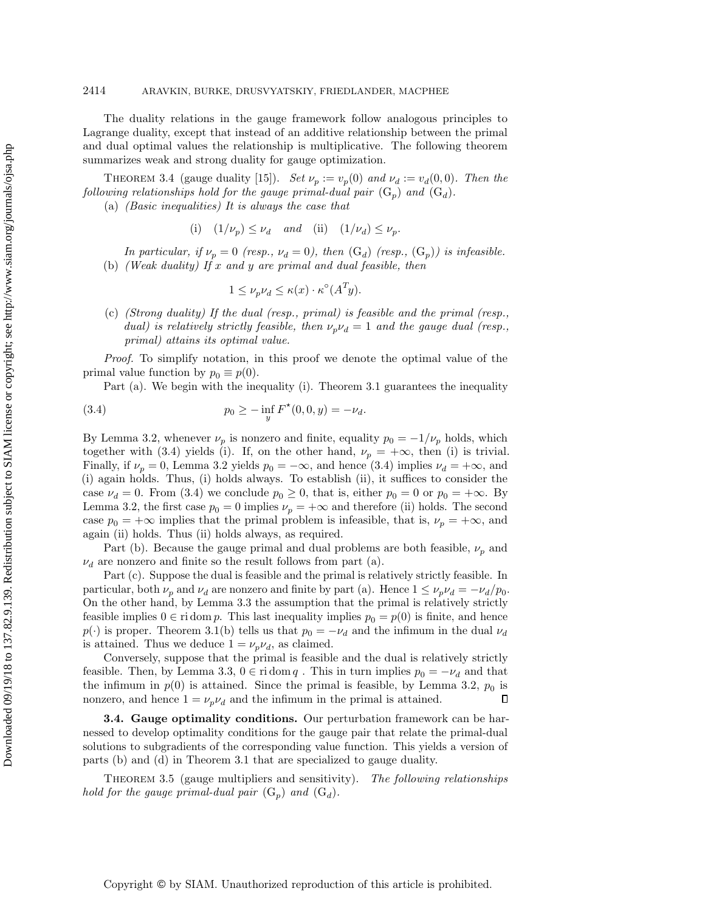The duality relations in the gauge framework follow analogous principles to Lagrange duality, except that instead of an additive relationship between the primal and dual optimal values the relationship is multiplicative. The following theorem summarizes weak and strong duality for gauge optimization.

Theorem 3.4 (gauge duality [15]). *Set $\nu_p := v_p(0)$ and $\nu_d := v_d(0,0)$. Then the following relationships hold for the gauge primal-dual pair $(\mathrm{G}_p)$ and $(\mathrm{G}_d)$.*

(a) *(Basic inequalities) It is always the case that*

$$\text{(i)} \quad (1/\nu_p) \le \nu_d \quad \text{and} \quad \text{(ii)} \quad (1/\nu_d) \le \nu_p.$$

*In particular, if $\nu_p = 0$ (resp., $\nu_d = 0$), then $(\mathrm{G}_d)$ (resp., $(\mathrm{G}_p)$) is infeasible.*

(b) *(Weak duality) If $x$ and $y$ are primal and dual feasible, then*

$$1 \le \nu_p \nu_d \le \kappa(x) \cdot \kappa^\circ(A^T y).$$

(c) *(Strong duality) If the dual (resp., primal) is feasible and the primal (resp., dual) is relatively strictly feasible, then $\nu_p \nu_d = 1$ and the gauge dual (resp., primal) attains its optimal value.*

*Proof.* To simplify notation, in this proof we denote the optimal value of the primal value function by $p_0 \equiv p(0)$.

Part (a). We begin with the inequality (i). Theorem 3.1 guarantees the inequality

$$p_0 \ge -\inf_y F^\star(0,0,y) = -\nu_d. \tag{3.4}$$

By Lemma 3.2, whenever $\nu_p$ is nonzero and finite, equality $p_0 = -1/\nu_p$ holds, which together with (3.4) yields (i). If, on the other hand, $\nu_p = +\infty$, then (i) is trivial. Finally, if $\nu_p = 0$, Lemma 3.2 yields $p_0 = -\infty$, and hence (3.4) implies $\nu_d = +\infty$, and (i) again holds. Thus, (i) holds always. To establish (ii), it suffices to consider the case $\nu_d = 0$. From (3.4) we conclude $p_0 \ge 0$, that is, either $p_0 = 0$ or $p_0 = +\infty$. By Lemma 3.2, the first case $p_0 = 0$ implies $\nu_p = +\infty$ and therefore (ii) holds. The second case $p_0 = +\infty$ implies that the primal problem is infeasible, that is, $\nu_p = +\infty$, and again (ii) holds. Thus (ii) holds always, as required.

Part (b). Because the gauge primal and dual problems are both feasible, $\nu_p$ and $\nu_d$ are nonzero and finite so the result follows from part (a).

Part (c). Suppose the dual is feasible and the primal is relatively strictly feasible. In particular, both $\nu_p$ and $\nu_d$ are nonzero and finite by part (a). Hence $1 \le \nu_p \nu_d = -\nu_d / p_0$. On the other hand, by Lemma 3.3 the assumption that the primal is relatively strictly feasible implies $0 \in \operatorname{ri} \operatorname{dom} p$. This last inequality implies $p_0 = p(0)$ is finite, and hence $p(\cdot)$ is proper. Theorem 3.1(b) tells us that $p_0 = -\nu_d$ and the infimum in the dual $\nu_d$ is attained. Thus we deduce $1 = \nu_p \nu_d$, as claimed.

Conversely, suppose that the primal is feasible and the dual is relatively strictly feasible. Then, by Lemma 3.3, $0 \in \operatorname{ri} \operatorname{dom} q$. This in turn implies $p_0 = -\nu_d$ and that the infimum in $p(0)$ is attained. Since the primal is feasible, by Lemma 3.2, $p_0$ is nonzero, and hence $1 = \nu_p \nu_d$ and the infimum in the primal is attained. ∎

**3.4. Gauge optimality conditions.** Our perturbation framework can be harnessed to develop optimality conditions for the gauge pair that relate the primal-dual solutions to subgradients of the corresponding value function. This yields a version of parts (b) and (d) in Theorem 3.1 that are specialized to gauge duality.

Theorem 3.5 (gauge multipliers and sensitivity). *The following relationships hold for the gauge primal-dual pair $(\mathrm{G}_p)$ and $(\mathrm{G}_d)$.*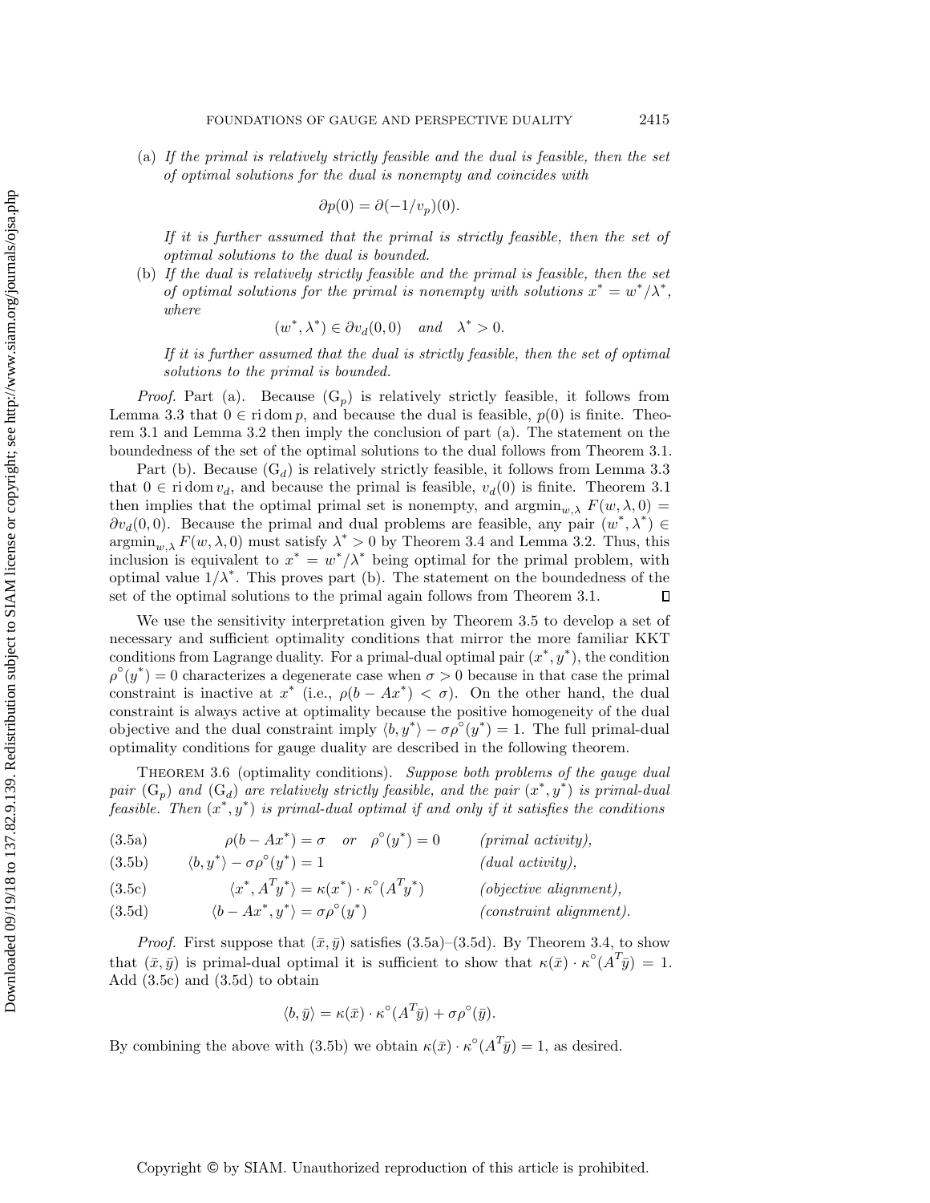(a) *If the primal is relatively strictly feasible and the dual is feasible, then the set of optimal solutions for the dual is nonempty and coincides with*

$$\partial p(0) = \partial(-1/v_p)(0).$$

*If it is further assumed that the primal is strictly feasible, then the set of optimal solutions to the dual is bounded.*

(b) *If the dual is relatively strictly feasible and the primal is feasible, then the set of optimal solutions for the primal is nonempty with solutions $x^* = w^*/\lambda^*$, where*

$$(w^*, \lambda^*) \in \partial v_d(0,0) \quad \text{and} \quad \lambda^* > 0.$$

*If it is further assumed that the dual is strictly feasible, then the set of optimal solutions to the primal is bounded.*

*Proof.* Part (a). Because $(\mathrm{G}_p)$ is relatively strictly feasible, it follows from Lemma 3.3 that $0 \in \operatorname{ri}\operatorname{dom} p$, and because the dual is feasible, $p(0)$ is finite. Theorem 3.1 and Lemma 3.2 then imply the conclusion of part (a). The statement on the boundedness of the set of the optimal solutions to the dual follows from Theorem 3.1.

Part (b). Because $(\mathrm{G}_d)$ is relatively strictly feasible, it follows from Lemma 3.3 that $0 \in \operatorname{ri}\operatorname{dom} v_d$, and because the primal is feasible, $v_d(0)$ is finite. Theorem 3.1 then implies that the optimal primal set is nonempty, and $\operatorname{argmin}_{w,\lambda} F(w, \lambda, 0) = \partial v_d(0,0)$. Because the primal and dual problems are feasible, any pair $(w^*, \lambda^*) \in \operatorname{argmin}_{w,\lambda} F(w, \lambda, 0)$ must satisfy $\lambda^* > 0$ by Theorem 3.4 and Lemma 3.2. Thus, this inclusion is equivalent to $x^* = w^*/\lambda^*$ being optimal for the primal problem, with optimal value $1/\lambda^*$. This proves part (b). The statement on the boundedness of the set of the optimal solutions to the primal again follows from Theorem 3.1. $\square$

We use the sensitivity interpretation given by Theorem 3.5 to develop a set of necessary and sufficient optimality conditions that mirror the more familiar KKT conditions from Lagrange duality. For a primal-dual optimal pair $(x^*, y^*)$, the condition $\rho^\circ(y^*) = 0$ characterizes a degenerate case when $\sigma > 0$ because in that case the primal constraint is inactive at $x^*$ (i.e., $\rho(b - Ax^*) < \sigma$). On the other hand, the dual constraint is always active at optimality because the positive homogeneity of the dual objective and the dual constraint imply $\langle b, y^* \rangle - \sigma\rho^\circ(y^*) = 1$. The full primal-dual optimality conditions for gauge duality are described in the following theorem.

THEOREM 3.6 (optimality conditions). *Suppose both problems of the gauge dual pair $(\mathrm{G}_p)$ and $(\mathrm{G}_d)$ are relatively strictly feasible, and the pair $(x^*, y^*)$ is primal-dual feasible. Then $(x^*, y^*)$ is primal-dual optimal if and only if it satisfies the conditions*

$$\rho(b - Ax^*) = \sigma \quad \text{or} \quad \rho^\circ(y^*) = 0 \qquad \textit{(primal activity)}, \tag{3.5a}$$

$$\langle b, y^* \rangle - \sigma\rho^\circ(y^*) = 1 \qquad \textit{(dual activity)}, \tag{3.5b}$$

$$\langle x^*, A^T y^* \rangle = \kappa(x^*) \cdot \kappa^\circ(A^T y^*) \qquad \textit{(objective alignment)}, \tag{3.5c}$$

$$\langle b - Ax^*, y^* \rangle = \sigma\rho^\circ(y^*) \qquad \textit{(constraint alignment)}. \tag{3.5d}$$

*Proof.* First suppose that $(\bar{x}, \bar{y})$ satisfies (3.5a)–(3.5d). By Theorem 3.4, to show that $(\bar{x}, \bar{y})$ is primal-dual optimal it is sufficient to show that $\kappa(\bar{x}) \cdot \kappa^\circ(A^T\bar{y}) = 1$. Add (3.5c) and (3.5d) to obtain

$$\langle b, \bar{y} \rangle = \kappa(\bar{x}) \cdot \kappa^\circ(A^T\bar{y}) + \sigma\rho^\circ(\bar{y}).$$

By combining the above with (3.5b) we obtain $\kappa(\bar{x}) \cdot \kappa^\circ(A^T\bar{y}) = 1$, as desired.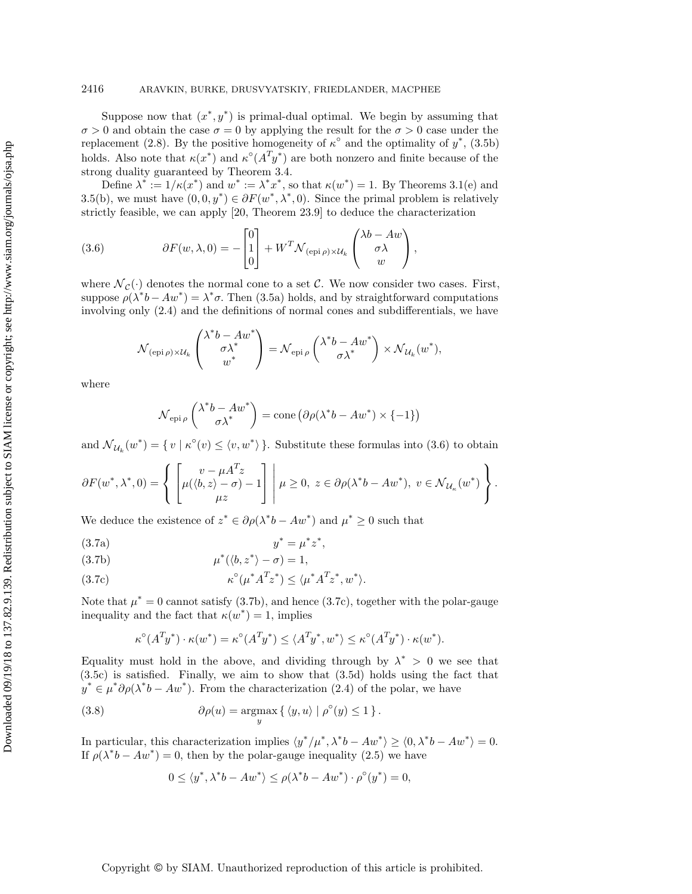Suppose now that $(x^*, y^*)$ is primal-dual optimal. We begin by assuming that $\sigma > 0$ and obtain the case $\sigma = 0$ by applying the result for the $\sigma > 0$ case under the replacement (2.8). By the positive homogeneity of $\kappa^\circ$ and the optimality of $y^*$, (3.5b) holds. Also note that $\kappa(x^*)$ and $\kappa^\circ(A^T y^*)$ are both nonzero and finite because of the strong duality guaranteed by Theorem 3.4.

Define $\lambda^* := 1/\kappa(x^*)$ and $w^* := \lambda^* x^*$, so that $\kappa(w^*) = 1$. By Theorems 3.1(e) and 3.5(b), we must have $(0, 0, y^*) \in \partial F(w^*, \lambda^*, 0)$. Since the primal problem is relatively strictly feasible, we can apply [20, Theorem 23.9] to deduce the characterization

$$\partial F(w, \lambda, 0) = -\begin{bmatrix} 0 \\ 1 \\ 0 \end{bmatrix} + W^T \mathcal{N}_{(\operatorname{epi}\rho)\times\mathcal{U}_k}\begin{pmatrix} \lambda b - Aw \\ \sigma\lambda \\ w \end{pmatrix}, \tag{3.6}$$

where $\mathcal{N}_{\mathcal{C}}(\cdot)$ denotes the normal cone to a set $\mathcal{C}$. We now consider two cases. First, suppose $\rho(\lambda^* b - Aw^*) = \lambda^*\sigma$. Then (3.5a) holds, and by straightforward computations involving only (2.4) and the definitions of normal cones and subdifferentials, we have

$$\mathcal{N}_{(\operatorname{epi}\rho)\times\mathcal{U}_k}\begin{pmatrix} \lambda^* b - Aw^* \\ \sigma\lambda^* \\ w^* \end{pmatrix} = \mathcal{N}_{\operatorname{epi}\rho}\begin{pmatrix} \lambda^* b - Aw^* \\ \sigma\lambda^* \end{pmatrix} \times \mathcal{N}_{\mathcal{U}_k}(w^*),$$

where

$$\mathcal{N}_{\operatorname{epi}\rho}\begin{pmatrix} \lambda^* b - Aw^* \\ \sigma\lambda^* \end{pmatrix} = \operatorname{cone}\left(\partial\rho(\lambda^* b - Aw^*) \times \{-1\}\right)$$

and $\mathcal{N}_{\mathcal{U}_k}(w^*) = \{\, v \mid \kappa^\circ(v) \le \langle v, w^*\rangle \,\}$. Substitute these formulas into (3.6) to obtain

$$\partial F(w^*, \lambda^*, 0) = \left\{ \begin{bmatrix} v - \mu A^T z \\ \mu(\langle b, z\rangle - \sigma) - 1 \\ \mu z \end{bmatrix} \;\middle|\; \mu \ge 0,\ z \in \partial\rho(\lambda^* b - Aw^*),\ v \in \mathcal{N}_{\mathcal{U}_\kappa}(w^*) \right\}.$$

We deduce the existence of $z^* \in \partial\rho(\lambda^* b - Aw^*)$ and $\mu^* \ge 0$ such that

$$y^* = \mu^* z^*, \tag{3.7a}$$

$$\mu^*(\langle b, z^*\rangle - \sigma) = 1, \tag{3.7b}$$

$$\kappa^\circ(\mu^* A^T z^*) \le \langle \mu^* A^T z^*, w^*\rangle. \tag{3.7c}$$

Note that $\mu^* = 0$ cannot satisfy (3.7b), and hence (3.7c), together with the polar-gauge inequality and the fact that $\kappa(w^*) = 1$, implies

$$\kappa^\circ(A^T y^*) \cdot \kappa(w^*) = \kappa^\circ(A^T y^*) \le \langle A^T y^*, w^*\rangle \le \kappa^\circ(A^T y^*) \cdot \kappa(w^*).$$

Equality must hold in the above, and dividing through by $\lambda^* > 0$ we see that (3.5c) is satisfied. Finally, we aim to show that (3.5d) holds using the fact that $y^* \in \mu^*\partial\rho(\lambda^* b - Aw^*)$. From the characterization (2.4) of the polar, we have

$$\partial\rho(u) = \underset{y}{\operatorname{argmax}}\,\{\, \langle y, u\rangle \mid \rho^\circ(y) \le 1 \,\}. \tag{3.8}$$

In particular, this characterization implies $\langle y^*/\mu^*, \lambda^* b - Aw^*\rangle \ge \langle 0, \lambda^* b - Aw^*\rangle = 0$. If $\rho(\lambda^* b - Aw^*) = 0$, then by the polar-gauge inequality (2.5) we have

$$0 \le \langle y^*, \lambda^* b - Aw^*\rangle \le \rho(\lambda^* b - Aw^*) \cdot \rho^\circ(y^*) = 0,$$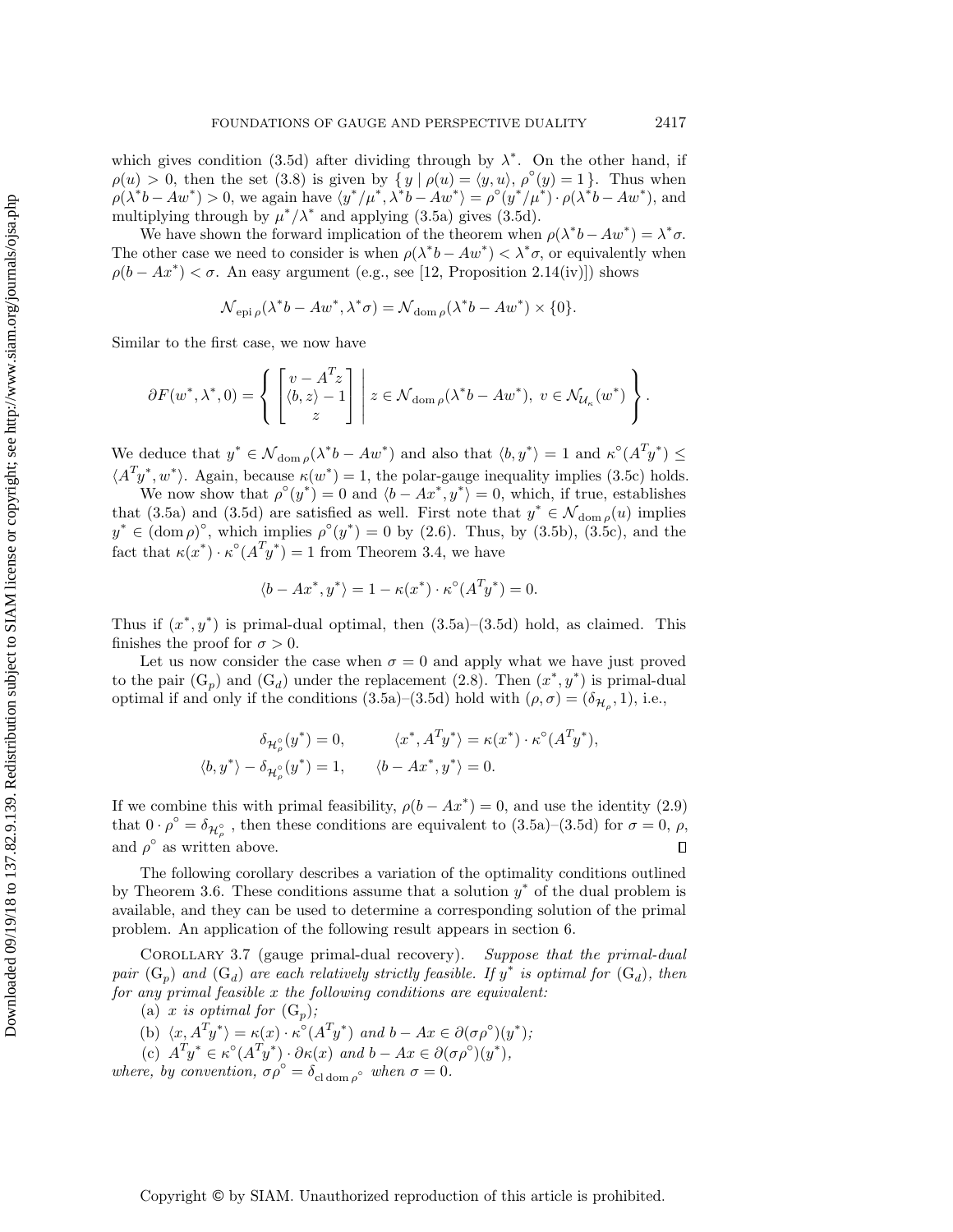which gives condition (3.5d) after dividing through by $\lambda^*$. On the other hand, if $\rho(u) > 0$, then the set (3.8) is given by $\{\, y \mid \rho(u) = \langle y, u\rangle,\ \rho^\circ(y) = 1\,\}$. Thus when $\rho(\lambda^* b - Aw^*) > 0$, we again have $\langle y^*/\mu^*, \lambda^* b - Aw^*\rangle = \rho^\circ(y^*/\mu^*)\cdot\rho(\lambda^* b - Aw^*)$, and multiplying through by $\mu^*/\lambda^*$ and applying (3.5a) gives (3.5d).

We have shown the forward implication of the theorem when $\rho(\lambda^* b - Aw^*) = \lambda^*\sigma$. The other case we need to consider is when $\rho(\lambda^* b - Aw^*) < \lambda^*\sigma$, or equivalently when $\rho(b - Ax^*) < \sigma$. An easy argument (e.g., see [12, Proposition 2.14(iv)]) shows

$$\mathcal{N}_{\operatorname{epi}\rho}(\lambda^* b - Aw^*, \lambda^*\sigma) = \mathcal{N}_{\operatorname{dom}\rho}(\lambda^* b - Aw^*) \times \{0\}.$$

Similar to the first case, we now have

$$\partial F(w^*, \lambda^*, 0) = \left\{ \begin{bmatrix} v - A^T z \\ \langle b, z\rangle - 1 \\ z \end{bmatrix} \;\middle|\; z \in \mathcal{N}_{\operatorname{dom}\rho}(\lambda^* b - Aw^*),\ v \in \mathcal{N}_{\mathcal{U}_\kappa}(w^*) \right\}.$$

We deduce that $y^* \in \mathcal{N}_{\operatorname{dom}\rho}(\lambda^* b - Aw^*)$ and also that $\langle b, y^*\rangle = 1$ and $\kappa^\circ(A^T y^*) \le \langle A^T y^*, w^*\rangle$. Again, because $\kappa(w^*) = 1$, the polar-gauge inequality implies (3.5c) holds.

We now show that $\rho^\circ(y^*) = 0$ and $\langle b - Ax^*, y^*\rangle = 0$, which, if true, establishes that (3.5a) and (3.5d) are satisfied as well. First note that $y^* \in \mathcal{N}_{\operatorname{dom}\rho}(u)$ implies $y^* \in (\operatorname{dom}\rho)^\circ$, which implies $\rho^\circ(y^*) = 0$ by (2.6). Thus, by (3.5b), (3.5c), and the fact that $\kappa(x^*)\cdot\kappa^\circ(A^T y^*) = 1$ from Theorem 3.4, we have

$$\langle b - Ax^*, y^*\rangle = 1 - \kappa(x^*)\cdot\kappa^\circ(A^T y^*) = 0.$$

Thus if $(x^*, y^*)$ is primal-dual optimal, then (3.5a)–(3.5d) hold, as claimed. This finishes the proof for $\sigma > 0$.

Let us now consider the case when $\sigma = 0$ and apply what we have just proved to the pair $(\mathrm{G}_p)$ and $(\mathrm{G}_d)$ under the replacement (2.8). Then $(x^*, y^*)$ is primal-dual optimal if and only if the conditions (3.5a)–(3.5d) hold with $(\rho, \sigma) = (\delta_{\mathcal{H}_\rho}, 1)$, i.e.,

$$\begin{aligned} \delta_{\mathcal{H}_\rho^\circ}(y^*) &= 0, & \langle x^*, A^T y^*\rangle &= \kappa(x^*)\cdot\kappa^\circ(A^T y^*), \\ \langle b, y^*\rangle - \delta_{\mathcal{H}_\rho^\circ}(y^*) &= 1, & \langle b - Ax^*, y^*\rangle &= 0. \end{aligned}$$

If we combine this with primal feasibility, $\rho(b - Ax^*) = 0$, and use the identity (2.9) that $0\cdot\rho^\circ = \delta_{\mathcal{H}_\rho^\circ}$, then these conditions are equivalent to (3.5a)–(3.5d) for $\sigma = 0$, $\rho$, and $\rho^\circ$ as written above. ∎

The following corollary describes a variation of the optimality conditions outlined by Theorem 3.6. These conditions assume that a solution $y^*$ of the dual problem is available, and they can be used to determine a corresponding solution of the primal problem. An application of the following result appears in section 6.

Corollary 3.7 (gauge primal-dual recovery). *Suppose that the primal-dual pair $(\mathrm{G}_p)$ and $(\mathrm{G}_d)$ are each relatively strictly feasible. If $y^*$ is optimal for $(\mathrm{G}_d)$, then for any primal feasible $x$ the following conditions are equivalent:*

(a) *$x$ is optimal for $(\mathrm{G}_p)$;*

(b) *$\langle x, A^T y^*\rangle = \kappa(x)\cdot\kappa^\circ(A^T y^*)$ and $b - Ax \in \partial(\sigma\rho^\circ)(y^*)$;*

(c) *$A^T y^* \in \kappa^\circ(A^T y^*)\cdot\partial\kappa(x)$ and $b - Ax \in \partial(\sigma\rho^\circ)(y^*)$,*

*where, by convention, $\sigma\rho^\circ = \delta_{\operatorname{cl}\operatorname{dom}\rho^\circ}$ when $\sigma = 0$.*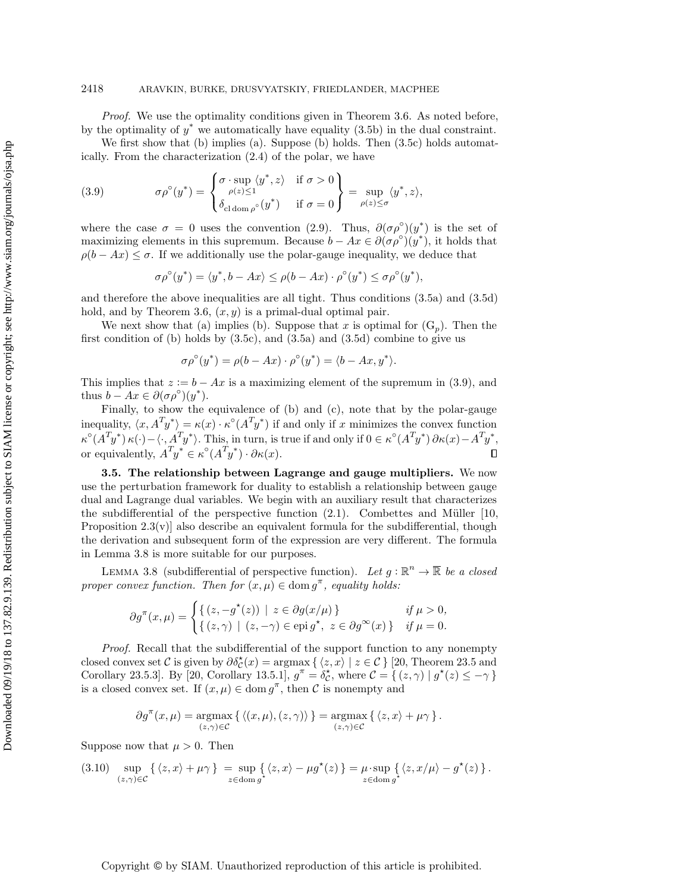*Proof.* We use the optimality conditions given in Theorem 3.6. As noted before, by the optimality of $y^*$ we automatically have equality (3.5b) in the dual constraint.

We first show that (b) implies (a). Suppose (b) holds. Then (3.5c) holds automatically. From the characterization (2.4) of the polar, we have

$$
\sigma\rho^\circ(y^*) = \begin{Bmatrix} \sigma \cdot \sup\limits_{\rho(z)\le 1} \langle y^*, z\rangle & \text{if } \sigma > 0 \\ \delta_{\operatorname{cl}\operatorname{dom}\rho^\circ}(y^*) & \text{if } \sigma = 0 \end{Bmatrix} = \sup_{\rho(z)\le\sigma} \langle y^*, z\rangle, \tag{3.9}
$$

where the case $\sigma = 0$ uses the convention (2.9). Thus, $\partial(\sigma\rho^\circ)(y^*)$ is the set of maximizing elements in this supremum. Because $b - Ax \in \partial(\sigma\rho^\circ)(y^*)$, it holds that $\rho(b - Ax) \le \sigma$. If we additionally use the polar-gauge inequality, we deduce that

$$
\sigma\rho^\circ(y^*) = \langle y^*, b - Ax\rangle \le \rho(b - Ax)\cdot\rho^\circ(y^*) \le \sigma\rho^\circ(y^*),
$$

and therefore the above inequalities are all tight. Thus conditions (3.5a) and (3.5d) hold, and by Theorem 3.6, $(x, y)$ is a primal-dual optimal pair.

We next show that (a) implies (b). Suppose that $x$ is optimal for $(\mathrm{G}_p)$. Then the first condition of (b) holds by (3.5c), and (3.5a) and (3.5d) combine to give us

$$
\sigma\rho^\circ(y^*) = \rho(b - Ax)\cdot\rho^\circ(y^*) = \langle b - Ax, y^*\rangle.
$$

This implies that $z := b - Ax$ is a maximizing element of the supremum in (3.9), and thus $b - Ax \in \partial(\sigma\rho^\circ)(y^*)$.

Finally, to show the equivalence of (b) and (c), note that by the polar-gauge inequality, $\langle x, A^Ty^*\rangle = \kappa(x)\cdot\kappa^\circ(A^Ty^*)$ if and only if $x$ minimizes the convex function $\kappa^\circ(A^Ty^*)\,\kappa(\cdot) - \langle\cdot, A^Ty^*\rangle$. This, in turn, is true if and only if $0 \in \kappa^\circ(A^Ty^*)\,\partial\kappa(x) - A^Ty^*$, or equivalently, $A^Ty^* \in \kappa^\circ(A^Ty^*)\cdot\partial\kappa(x)$. ∎

**3.5. The relationship between Lagrange and gauge multipliers.** We now use the perturbation framework for duality to establish a relationship between gauge dual and Lagrange dual variables. We begin with an auxiliary result that characterizes the subdifferential of the perspective function (2.1). Combettes and Müller [10, Proposition 2.3(v)] also describe an equivalent formula for the subdifferential, though the derivation and subsequent form of the expression are very different. The formula in Lemma 3.8 is more suitable for our purposes.

LEMMA 3.8 (subdifferential of perspective function). *Let $g : \mathbb{R}^n \to \overline{\mathbb{R}}$ be a closed proper convex function. Then for $(x, \mu) \in \operatorname{dom} g^\pi$, equality holds:*

$$
\partial g^\pi(x, \mu) = \begin{cases} \{\, (z, -g^\star(z)) \mid z \in \partial g(x/\mu) \,\} & \text{if } \mu > 0, \\ \{\, (z, \gamma) \mid (z, -\gamma) \in \operatorname{epi} g^\star,\ z \in \partial g^\infty(x) \,\} & \text{if } \mu = 0. \end{cases}
$$

*Proof.* Recall that the subdifferential of the support function to any nonempty closed convex set $\mathcal{C}$ is given by $\partial\delta_{\mathcal{C}}^\star(x) = \operatorname{argmax}\{\, \langle z, x\rangle \mid z \in \mathcal{C} \,\}$ [20, Theorem 23.5 and Corollary 23.5.3]. By [20, Corollary 13.5.1], $g^\pi = \delta_{\mathcal{C}}^\star$, where $\mathcal{C} = \{\, (z, \gamma) \mid g^\star(z) \le -\gamma \,\}$ is a closed convex set. If $(x, \mu) \in \operatorname{dom} g^\pi$, then $\mathcal{C}$ is nonempty and

$$
\partial g^\pi(x, \mu) = \operatorname*{argmax}_{(z,\gamma)\in\mathcal{C}} \{\, \langle (x, \mu), (z, \gamma)\rangle \,\} = \operatorname*{argmax}_{(z,\gamma)\in\mathcal{C}} \{\, \langle z, x\rangle + \mu\gamma \,\}.
$$

Suppose now that $\mu > 0$. Then

$$
\sup_{(z,\gamma)\in\mathcal{C}} \{\, \langle z, x\rangle + \mu\gamma \,\} = \sup_{z\in\operatorname{dom} g^\star} \{\, \langle z, x\rangle - \mu g^\star(z) \,\} = \mu\cdot\sup_{z\in\operatorname{dom} g^\star} \{\, \langle z, x/\mu\rangle - g^\star(z) \,\}. \tag{3.10}
$$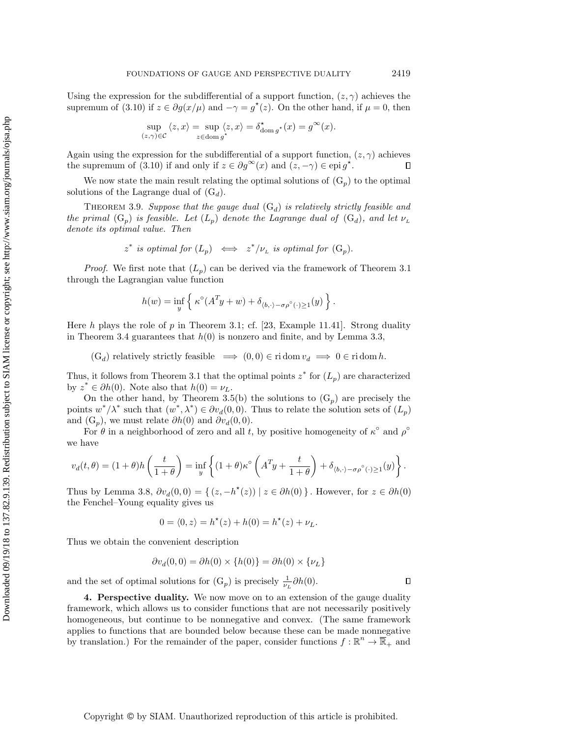Using the expression for the subdifferential of a support function, $(z, \gamma)$ achieves the supremum of (3.10) if $z \in \partial g(x/\mu)$ and $-\gamma = g^\star(z)$. On the other hand, if $\mu = 0$, then

$$\sup_{(z,\gamma)\in\mathcal{C}} \langle z, x\rangle = \sup_{z\in\operatorname{dom} g^\star} \langle z, x\rangle = \delta^\star_{\operatorname{dom} g^\star}(x) = g^\infty(x).$$

Again using the expression for the subdifferential of a support function, $(z, \gamma)$ achieves the supremum of (3.10) if and only if $z \in \partial g^\infty(x)$ and $(z, -\gamma) \in \operatorname{epi} g^\star$. $\square$

We now state the main result relating the optimal solutions of $(\mathrm{G}_p)$ to the optimal solutions of the Lagrange dual of $(\mathrm{G}_d)$.

Theorem 3.9. *Suppose that the gauge dual $(\mathrm{G}_d)$ is relatively strictly feasible and the primal $(\mathrm{G}_p)$ is feasible. Let $(L_p)$ denote the Lagrange dual of $(\mathrm{G}_d)$, and let $\nu_L$ denote its optimal value. Then*

$$z^* \text{ is optimal for } (L_p) \iff z^*/\nu_L \text{ is optimal for } (\mathrm{G}_p).$$

*Proof.* We first note that $(L_p)$ can be derived via the framework of Theorem 3.1 through the Lagrangian value function

$$h(w) = \inf_y \left\{ \kappa^\circ(A^T y + w) + \delta_{\langle b,\cdot\rangle - \sigma\rho^\circ(\cdot)\geq 1}(y) \right\}.$$

Here $h$ plays the role of $p$ in Theorem 3.1; cf. [23, Example 11.41]. Strong duality in Theorem 3.4 guarantees that $h(0)$ is nonzero and finite, and by Lemma 3.3,

$$(\mathrm{G}_d) \text{ relatively strictly feasible } \implies (0,0) \in \operatorname{ri}\operatorname{dom} v_d \implies 0 \in \operatorname{ri}\operatorname{dom} h.$$

Thus, it follows from Theorem 3.1 that the optimal points $z^*$ for $(L_p)$ are characterized by $z^* \in \partial h(0)$. Note also that $h(0) = \nu_L$.

On the other hand, by Theorem 3.5(b) the solutions to $(\mathrm{G}_p)$ are precisely the points $w^*/\lambda^*$ such that $(w^*, \lambda^*) \in \partial v_d(0,0)$. Thus to relate the solution sets of $(L_p)$ and $(\mathrm{G}_p)$, we must relate $\partial h(0)$ and $\partial v_d(0,0)$.

For $\theta$ in a neighborhood of zero and all $t$, by positive homogeneity of $\kappa^\circ$ and $\rho^\circ$ we have

$$v_d(t,\theta) = (1+\theta)h\left(\frac{t}{1+\theta}\right) = \inf_y \left\{ (1+\theta)\kappa^\circ\left(A^T y + \frac{t}{1+\theta}\right) + \delta_{\langle b,\cdot\rangle - \sigma\rho^\circ(\cdot)\geq 1}(y) \right\}.$$

Thus by Lemma 3.8, $\partial v_d(0,0) = \{ (z, -h^\star(z)) \mid z \in \partial h(0) \}$. However, for $z \in \partial h(0)$ the Fenchel–Young equality gives us

$$0 = \langle 0, z\rangle = h^\star(z) + h(0) = h^\star(z) + \nu_L.$$

Thus we obtain the convenient description

$$\partial v_d(0,0) = \partial h(0) \times \{h(0)\} = \partial h(0) \times \{\nu_L\}$$

and the set of optimal solutions for $(\mathrm{G}_p)$ is precisely $\frac{1}{\nu_L}\partial h(0)$. $\square$

## 4. Perspective duality.

We now move on to an extension of the gauge duality framework, which allows us to consider functions that are not necessarily positively homogeneous, but continue to be nonnegative and convex. (The same framework applies to functions that are bounded below because these can be made nonnegative by translation.) For the remainder of the paper, consider functions $f : \mathbb{R}^n \to \overline{\mathbb{R}}_+$ and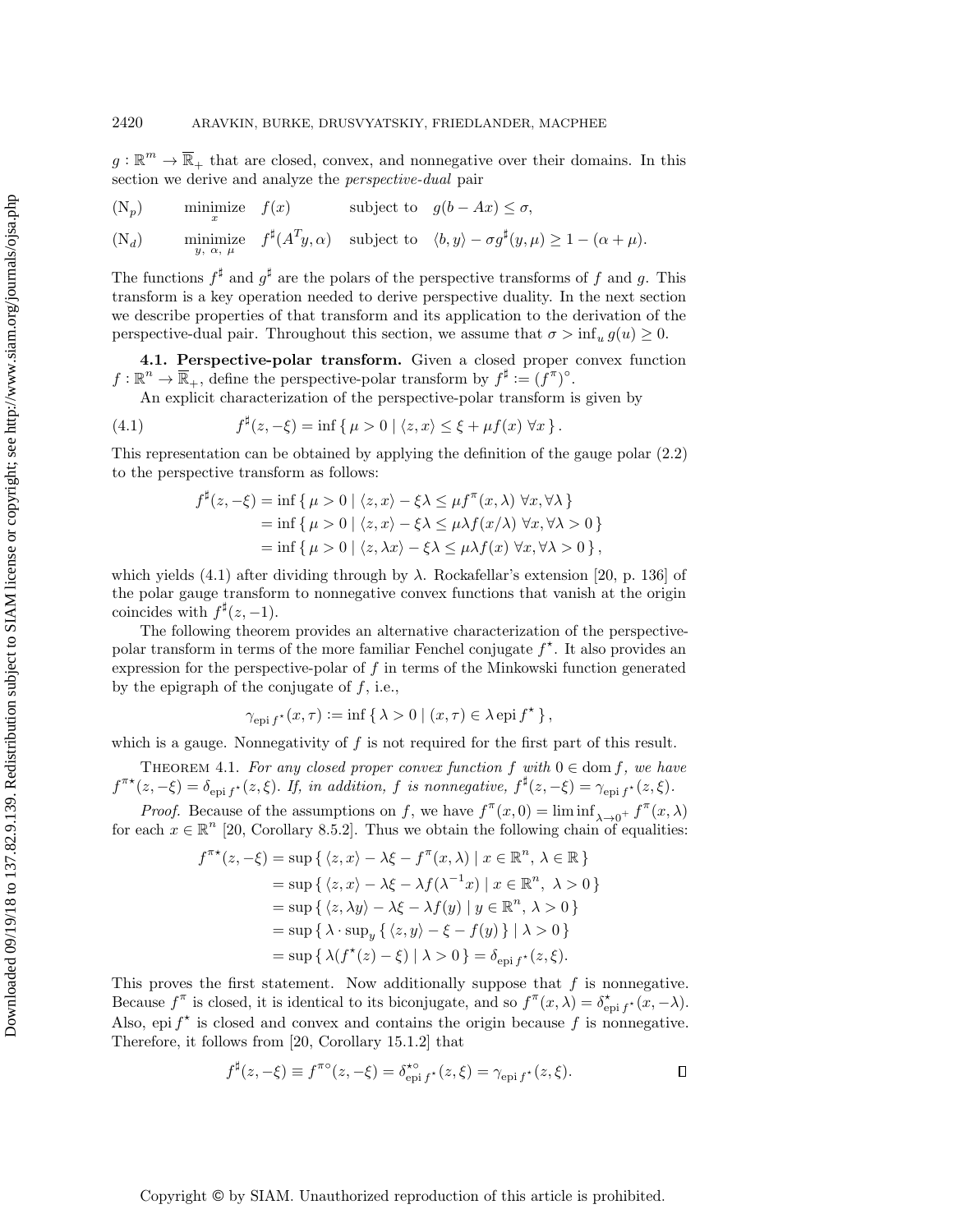$g : \mathbb{R}^m \to \overline{\mathbb{R}}_+$ that are closed, convex, and nonnegative over their domains. In this section we derive and analyze the *perspective-dual* pair

$$
\begin{array}{llll}
(\mathrm{N}_p) & \underset{x}{\text{minimize}} & f(x) & \text{subject to} \quad g(b - Ax) \le \sigma, \\
(\mathrm{N}_d) & \underset{y,\ \alpha,\ \mu}{\text{minimize}} & f^\sharp(A^T y, \alpha) & \text{subject to} \quad \langle b, y \rangle - \sigma g^\sharp(y, \mu) \ge 1 - (\alpha + \mu).
\end{array}
$$

The functions $f^\sharp$ and $g^\sharp$ are the polars of the perspective transforms of $f$ and $g$. This transform is a key operation needed to derive perspective duality. In the next section we describe properties of that transform and its application to the derivation of the perspective-dual pair. Throughout this section, we assume that $\sigma > \inf_u g(u) \ge 0$.

**4.1. Perspective-polar transform.** Given a closed proper convex function $f : \mathbb{R}^n \to \overline{\mathbb{R}}_+$, define the perspective-polar transform by $f^\sharp := (f^\pi)^\circ$.

An explicit characterization of the perspective-polar transform is given by

$$
f^\sharp(z, -\xi) = \inf \{ \mu > 0 \mid \langle z, x \rangle \le \xi + \mu f(x) \ \forall x \}. \tag{4.1}
$$

This representation can be obtained by applying the definition of the gauge polar (2.2) to the perspective transform as follows:

$$
\begin{aligned}
f^\sharp(z, -\xi) &= \inf \{ \mu > 0 \mid \langle z, x \rangle - \xi\lambda \le \mu f^\pi(x, \lambda) \ \forall x, \forall \lambda \} \\
&= \inf \{ \mu > 0 \mid \langle z, x \rangle - \xi\lambda \le \mu\lambda f(x/\lambda) \ \forall x, \forall \lambda > 0 \} \\
&= \inf \{ \mu > 0 \mid \langle z, \lambda x \rangle - \xi\lambda \le \mu\lambda f(x) \ \forall x, \forall \lambda > 0 \},
\end{aligned}
$$

which yields (4.1) after dividing through by $\lambda$. Rockafellar's extension [20, p. 136] of the polar gauge transform to nonnegative convex functions that vanish at the origin coincides with $f^\sharp(z, -1)$.

The following theorem provides an alternative characterization of the perspective-polar transform in terms of the more familiar Fenchel conjugate $f^\star$. It also provides an expression for the perspective-polar of $f$ in terms of the Minkowski function generated by the epigraph of the conjugate of $f$, i.e.,

$$
\gamma_{\operatorname{epi} f^\star}(x, \tau) := \inf \{ \lambda > 0 \mid (x, \tau) \in \lambda \operatorname{epi} f^\star \},
$$

which is a gauge. Nonnegativity of $f$ is not required for the first part of this result.

THEOREM 4.1. *For any closed proper convex function $f$ with $0 \in \operatorname{dom} f$, we have $f^{\pi\star}(z, -\xi) = \delta_{\operatorname{epi} f^\star}(z, \xi)$. If, in addition, $f$ is nonnegative, $f^\sharp(z, -\xi) = \gamma_{\operatorname{epi} f^\star}(z, \xi)$.*

*Proof.* Because of the assumptions on $f$, we have $f^\pi(x, 0) = \liminf_{\lambda \to 0^+} f^\pi(x, \lambda)$ for each $x \in \mathbb{R}^n$ [20, Corollary 8.5.2]. Thus we obtain the following chain of equalities:

$$
\begin{aligned}
f^{\pi\star}(z, -\xi) &= \sup \{ \langle z, x \rangle - \lambda\xi - f^\pi(x, \lambda) \mid x \in \mathbb{R}^n, \ \lambda \in \mathbb{R} \} \\
&= \sup \{ \langle z, x \rangle - \lambda\xi - \lambda f(\lambda^{-1} x) \mid x \in \mathbb{R}^n, \ \lambda > 0 \} \\
&= \sup \{ \langle z, \lambda y \rangle - \lambda\xi - \lambda f(y) \mid y \in \mathbb{R}^n, \ \lambda > 0 \} \\
&= \sup \{ \lambda \cdot \sup_y \{ \langle z, y \rangle - \xi - f(y) \} \mid \lambda > 0 \} \\
&= \sup \{ \lambda(f^\star(z) - \xi) \mid \lambda > 0 \} = \delta_{\operatorname{epi} f^\star}(z, \xi).
\end{aligned}
$$

This proves the first statement. Now additionally suppose that $f$ is nonnegative. Because $f^\pi$ is closed, it is identical to its biconjugate, and so $f^\pi(x, \lambda) = \delta^\star_{\operatorname{epi} f^\star}(x, -\lambda)$. Also, $\operatorname{epi} f^\star$ is closed and convex and contains the origin because $f$ is nonnegative. Therefore, it follows from [20, Corollary 15.1.2] that

$$
f^\sharp(z, -\xi) \equiv f^{\pi\circ}(z, -\xi) = \delta^{\star\circ}_{\operatorname{epi} f^\star}(z, \xi) = \gamma_{\operatorname{epi} f^\star}(z, \xi). \qquad \square
$$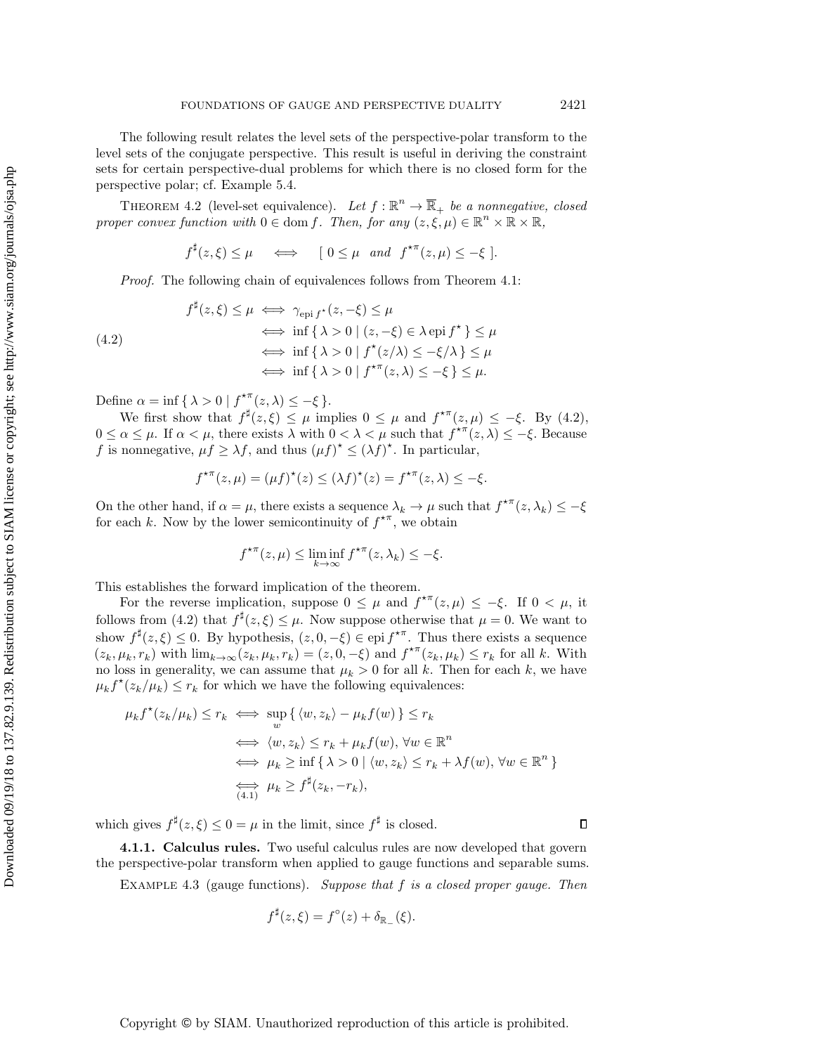The following result relates the level sets of the perspective-polar transform to the level sets of the conjugate perspective. This result is useful in deriving the constraint sets for certain perspective-dual problems for which there is no closed form for the perspective polar; cf. Example 5.4.

THEOREM 4.2 (level-set equivalence). *Let $f : \mathbb{R}^n \to \overline{\mathbb{R}}_+$ be a nonnegative, closed proper convex function with $0 \in \operatorname{dom} f$. Then, for any $(z, \xi, \mu) \in \mathbb{R}^n \times \mathbb{R} \times \mathbb{R}$,*

$$f^\sharp(z, \xi) \le \mu \quad \iff \quad [\ 0 \le \mu \ \text{ and } \ f^{\star\pi}(z, \mu) \le -\xi\ ].$$

*Proof.* The following chain of equivalences follows from Theorem 4.1:

$$\begin{aligned}
f^\sharp(z,\xi) \le \mu &\iff \gamma_{\operatorname{epi} f^\star}(z, -\xi) \le \mu \\
&\iff \inf \{\, \lambda > 0 \mid (z, -\xi) \in \lambda \operatorname{epi} f^\star \,\} \le \mu \\
&\iff \inf \{\, \lambda > 0 \mid f^\star(z/\lambda) \le -\xi/\lambda \,\} \le \mu \\
&\iff \inf \{\, \lambda > 0 \mid f^{\star\pi}(z, \lambda) \le -\xi \,\} \le \mu.
\end{aligned} \tag{4.2}$$

Define $\alpha = \inf \{\, \lambda > 0 \mid f^{\star\pi}(z, \lambda) \le -\xi \,\}$.

We first show that $f^\sharp(z, \xi) \le \mu$ implies $0 \le \mu$ and $f^{\star\pi}(z, \mu) \le -\xi$. By (4.2), $0 \le \alpha \le \mu$. If $\alpha < \mu$, there exists $\lambda$ with $0 < \lambda < \mu$ such that $f^{\star\pi}(z, \lambda) \le -\xi$. Because $f$ is nonnegative, $\mu f \ge \lambda f$, and thus $(\mu f)^\star \le (\lambda f)^\star$. In particular,

$$f^{\star\pi}(z, \mu) = (\mu f)^\star(z) \le (\lambda f)^\star(z) = f^{\star\pi}(z, \lambda) \le -\xi.$$

On the other hand, if $\alpha = \mu$, there exists a sequence $\lambda_k \to \mu$ such that $f^{\star\pi}(z, \lambda_k) \le -\xi$ for each $k$. Now by the lower semicontinuity of $f^{\star\pi}$, we obtain

$$f^{\star\pi}(z, \mu) \le \liminf_{k \to \infty} f^{\star\pi}(z, \lambda_k) \le -\xi.$$

This establishes the forward implication of the theorem.

For the reverse implication, suppose $0 \le \mu$ and $f^{\star\pi}(z, \mu) \le -\xi$. If $0 < \mu$, it follows from (4.2) that $f^\sharp(z, \xi) \le \mu$. Now suppose otherwise that $\mu = 0$. We want to show $f^\sharp(z, \xi) \le 0$. By hypothesis, $(z, 0, -\xi) \in \operatorname{epi} f^{\star\pi}$. Thus there exists a sequence $(z_k, \mu_k, r_k)$ with $\lim_{k\to\infty}(z_k, \mu_k, r_k) = (z, 0, -\xi)$ and $f^{\star\pi}(z_k, \mu_k) \le r_k$ for all $k$. With no loss in generality, we can assume that $\mu_k > 0$ for all $k$. Then for each $k$, we have $\mu_k f^\star(z_k/\mu_k) \le r_k$ for which we have the following equivalences:

$$\begin{aligned}
\mu_k f^\star(z_k/\mu_k) \le r_k &\iff \sup_w \{\, \langle w, z_k \rangle - \mu_k f(w) \,\} \le r_k \\
&\iff \langle w, z_k \rangle \le r_k + \mu_k f(w),\ \forall w \in \mathbb{R}^n \\
&\iff \mu_k \ge \inf \{\, \lambda > 0 \mid \langle w, z_k \rangle \le r_k + \lambda f(w),\ \forall w \in \mathbb{R}^n \,\} \\
&\underset{(4.1)}{\iff} \mu_k \ge f^\sharp(z_k, -r_k),
\end{aligned}$$

which gives $f^\sharp(z, \xi) \le 0 = \mu$ in the limit, since $f^\sharp$ is closed. $\square$

#### 4.1.1. Calculus rules.

Two useful calculus rules are now developed that govern the perspective-polar transform when applied to gauge functions and separable sums.

EXAMPLE 4.3 (gauge functions). *Suppose that $f$ is a closed proper gauge. Then*

$$f^\sharp(z, \xi) = f^\circ(z) + \delta_{\mathbb{R}_-}(\xi).$$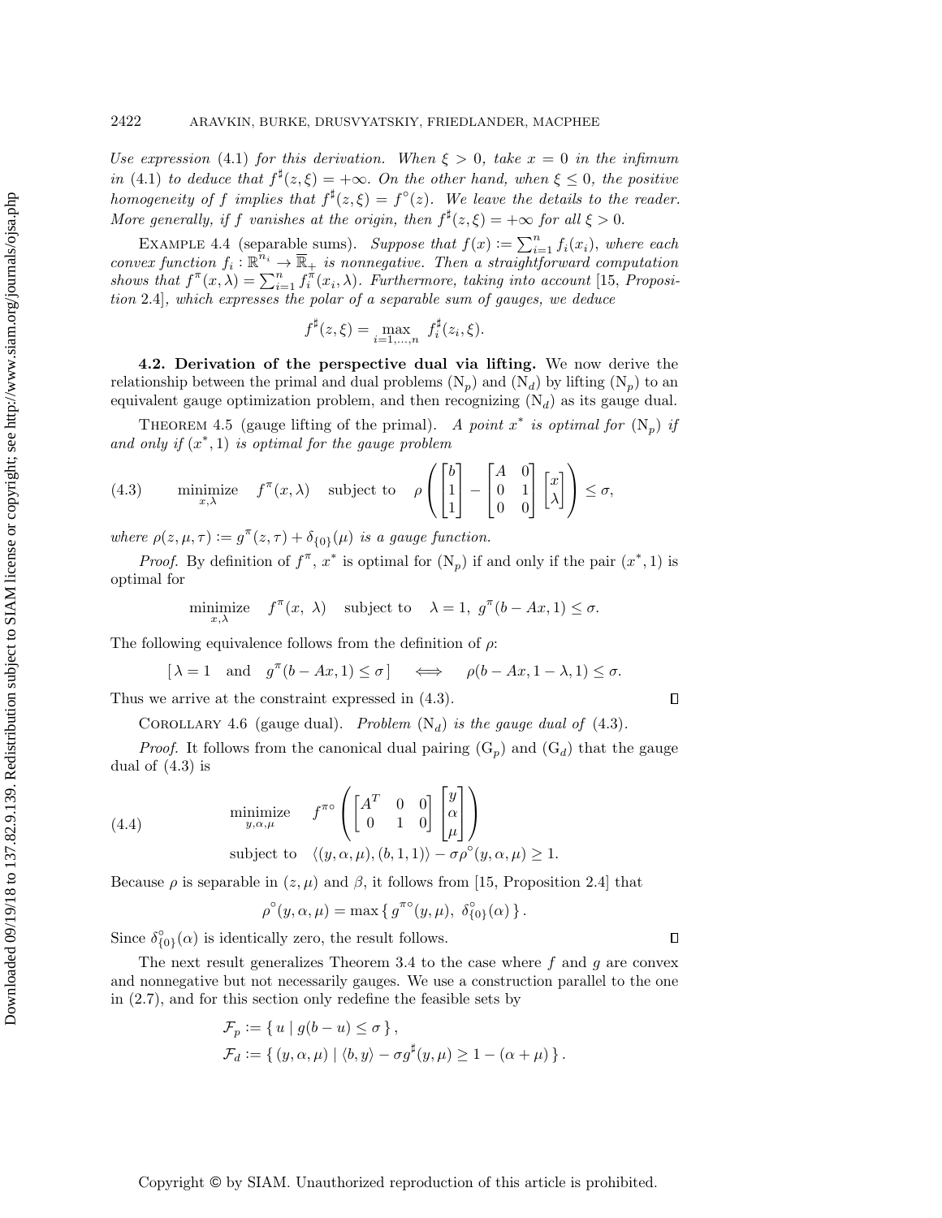*Use expression* (4.1) *for this derivation. When $\xi > 0$, take $x = 0$ in the infimum in* (4.1) *to deduce that $f^\sharp(z,\xi) = +\infty$. On the other hand, when $\xi \le 0$, the positive homogeneity of $f$ implies that $f^\sharp(z,\xi) = f^\circ(z)$. We leave the details to the reader. More generally, if $f$ vanishes at the origin, then $f^\sharp(z,\xi) = +\infty$ for all $\xi > 0$.*

Example 4.4 (separable sums). *Suppose that $f(x) := \sum_{i=1}^n f_i(x_i)$, where each convex function $f_i : \mathbb{R}^{n_i} \to \overline{\mathbb{R}}_+$ is nonnegative. Then a straightforward computation shows that $f^\pi(x,\lambda) = \sum_{i=1}^n f_i^\pi(x_i,\lambda)$. Furthermore, taking into account* [15, *Proposition* 2.4]*, which expresses the polar of a separable sum of gauges, we deduce*

$$f^\sharp(z,\xi) = \max_{i=1,\dots,n} \; f_i^\sharp(z_i,\xi).$$

**4.2. Derivation of the perspective dual via lifting.** We now derive the relationship between the primal and dual problems ($\mathrm{N}_p$) and ($\mathrm{N}_d$) by lifting ($\mathrm{N}_p$) to an equivalent gauge optimization problem, and then recognizing ($\mathrm{N}_d$) as its gauge dual.

Theorem 4.5 (gauge lifting of the primal). *A point $x^*$ is optimal for* ($\mathrm{N}_p$) *if and only if $(x^*, 1)$ is optimal for the gauge problem*

$$\text{(4.3)} \qquad \underset{x,\lambda}{\text{minimize}} \quad f^\pi(x,\lambda) \quad \text{subject to} \quad \rho\left( \begin{bmatrix} b \\ 1 \\ 1 \end{bmatrix} - \begin{bmatrix} A & 0 \\ 0 & 1 \\ 0 & 0 \end{bmatrix} \begin{bmatrix} x \\ \lambda \end{bmatrix} \right) \le \sigma,$$

*where $\rho(z,\mu,\tau) := g^\pi(z,\tau) + \delta_{\{0\}}(\mu)$ is a gauge function.*

*Proof.* By definition of $f^\pi$, $x^*$ is optimal for ($\mathrm{N}_p$) if and only if the pair $(x^*, 1)$ is optimal for

$$\underset{x,\lambda}{\text{minimize}} \quad f^\pi(x,\ \lambda) \quad \text{subject to} \quad \lambda = 1,\ g^\pi(b - Ax, 1) \le \sigma.$$

The following equivalence follows from the definition of $\rho$:

$$[\,\lambda = 1 \quad \text{and} \quad g^\pi(b - Ax, 1) \le \sigma\,] \quad \iff \quad \rho(b - Ax, 1 - \lambda, 1) \le \sigma.$$

Thus we arrive at the constraint expressed in (4.3). $\square$

Corollary 4.6 (gauge dual). *Problem* ($\mathrm{N}_d$) *is the gauge dual of* (4.3).

*Proof.* It follows from the canonical dual pairing ($\mathrm{G}_p$) and ($\mathrm{G}_d$) that the gauge dual of (4.3) is

$$\text{(4.4)} \qquad \begin{aligned} &\underset{y,\alpha,\mu}{\text{minimize}} \quad f^{\pi\circ}\left( \begin{bmatrix} A^T & 0 & 0 \\ 0 & 1 & 0 \end{bmatrix} \begin{bmatrix} y \\ \alpha \\ \mu \end{bmatrix} \right) \\ &\text{subject to} \quad \langle (y,\alpha,\mu), (b,1,1) \rangle - \sigma \rho^\circ(y,\alpha,\mu) \ge 1. \end{aligned}$$

Because $\rho$ is separable in $(z,\mu)$ and $\beta$, it follows from [15, Proposition 2.4] that

$$\rho^\circ(y,\alpha,\mu) = \max\{\, g^{\pi\circ}(y,\mu),\ \delta_{\{0\}}^\circ(\alpha) \,\}.$$

Since $\delta_{\{0\}}^\circ(\alpha)$ is identically zero, the result follows. $\square$

The next result generalizes Theorem 3.4 to the case where $f$ and $g$ are convex and nonnegative but not necessarily gauges. We use a construction parallel to the one in (2.7), and for this section only redefine the feasible sets by

$$\begin{aligned} \mathcal{F}_p &:= \{\, u \mid g(b - u) \le \sigma \,\}, \\ \mathcal{F}_d &:= \{\, (y,\alpha,\mu) \mid \langle b, y \rangle - \sigma g^\sharp(y,\mu) \ge 1 - (\alpha + \mu) \,\}. \end{aligned}$$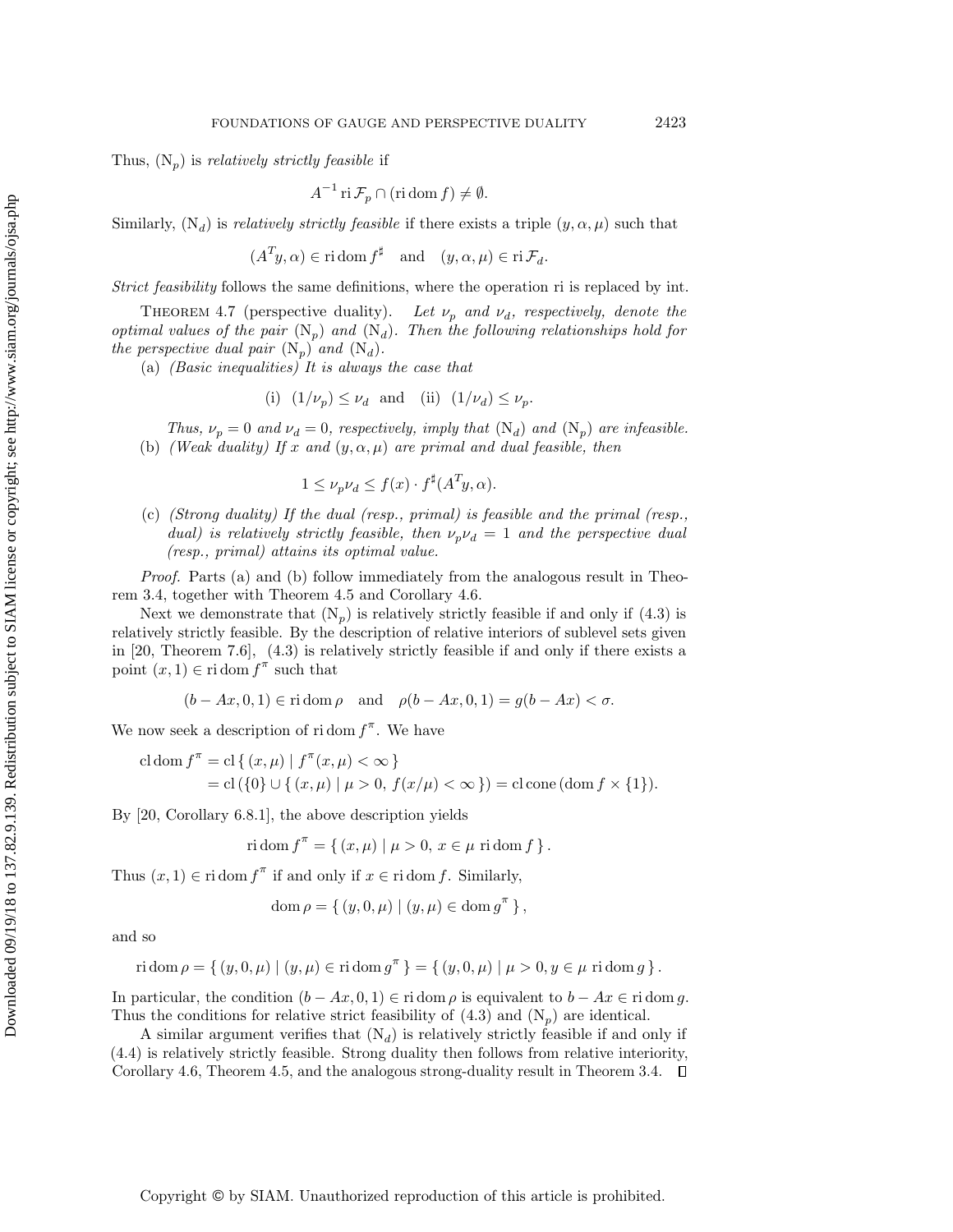Thus, $(\mathrm{N}_p)$ is *relatively strictly feasible* if

$$A^{-1} \operatorname{ri} \mathcal{F}_p \cap (\operatorname{ri} \operatorname{dom} f) \neq \emptyset.$$

Similarly, $(\mathrm{N}_d)$ is *relatively strictly feasible* if there exists a triple $(y, \alpha, \mu)$ such that

$$(A^T y, \alpha) \in \operatorname{ri} \operatorname{dom} f^\sharp \quad \text{and} \quad (y, \alpha, \mu) \in \operatorname{ri} \mathcal{F}_d.$$

*Strict feasibility* follows the same definitions, where the operation ri is replaced by int.

THEOREM 4.7 (perspective duality). *Let $\nu_p$ and $\nu_d$, respectively, denote the optimal values of the pair $(\mathrm{N}_p)$ and $(\mathrm{N}_d)$. Then the following relationships hold for the perspective dual pair $(\mathrm{N}_p)$ and $(\mathrm{N}_d)$.*

(a) *(Basic inequalities) It is always the case that*

$$\text{(i)} \;\; (1/\nu_p) \leq \nu_d \quad \text{and} \quad \text{(ii)} \;\; (1/\nu_d) \leq \nu_p.$$

*Thus, $\nu_p = 0$ and $\nu_d = 0$, respectively, imply that $(\mathrm{N}_d)$ and $(\mathrm{N}_p)$ are infeasible.*

(b) *(Weak duality) If $x$ and $(y, \alpha, \mu)$ are primal and dual feasible, then*

$$1 \leq \nu_p \nu_d \leq f(x) \cdot f^\sharp(A^T y, \alpha).$$

(c) *(Strong duality) If the dual (resp., primal) is feasible and the primal (resp., dual) is relatively strictly feasible, then $\nu_p \nu_d = 1$ and the perspective dual (resp., primal) attains its optimal value.*

*Proof.* Parts (a) and (b) follow immediately from the analogous result in Theorem 3.4, together with Theorem 4.5 and Corollary 4.6.

Next we demonstrate that $(\mathrm{N}_p)$ is relatively strictly feasible if and only if (4.3) is relatively strictly feasible. By the description of relative interiors of sublevel sets given in [20, Theorem 7.6], (4.3) is relatively strictly feasible if and only if there exists a point $(x, 1) \in \operatorname{ri} \operatorname{dom} f^\pi$ such that

$$(b - Ax, 0, 1) \in \operatorname{ri} \operatorname{dom} \rho \quad \text{and} \quad \rho(b - Ax, 0, 1) = g(b - Ax) < \sigma.$$

We now seek a description of $\operatorname{ri} \operatorname{dom} f^\pi$. We have

$$\begin{aligned}
\operatorname{cl} \operatorname{dom} f^\pi &= \operatorname{cl} \{ (x, \mu) \mid f^\pi(x, \mu) < \infty \} \\
&= \operatorname{cl} (\{0\} \cup \{ (x, \mu) \mid \mu > 0, \; f(x/\mu) < \infty \}) = \operatorname{cl} \operatorname{cone} (\operatorname{dom} f \times \{1\}).
\end{aligned}$$

By [20, Corollary 6.8.1], the above description yields

$$\operatorname{ri} \operatorname{dom} f^\pi = \{ (x, \mu) \mid \mu > 0, \; x \in \mu \operatorname{ri} \operatorname{dom} f \}.$$

Thus $(x, 1) \in \operatorname{ri} \operatorname{dom} f^\pi$ if and only if $x \in \operatorname{ri} \operatorname{dom} f$. Similarly,

$$\operatorname{dom} \rho = \{ (y, 0, \mu) \mid (y, \mu) \in \operatorname{dom} g^\pi \},$$

and so

$$\operatorname{ri} \operatorname{dom} \rho = \{ (y, 0, \mu) \mid (y, \mu) \in \operatorname{ri} \operatorname{dom} g^\pi \} = \{ (y, 0, \mu) \mid \mu > 0, y \in \mu \operatorname{ri} \operatorname{dom} g \}.$$

In particular, the condition $(b - Ax, 0, 1) \in \operatorname{ri} \operatorname{dom} \rho$ is equivalent to $b - Ax \in \operatorname{ri} \operatorname{dom} g$. Thus the conditions for relative strict feasibility of (4.3) and $(\mathrm{N}_p)$ are identical.

A similar argument verifies that $(\mathrm{N}_d)$ is relatively strictly feasible if and only if (4.4) is relatively strictly feasible. Strong duality then follows from relative interiority, Corollary 4.6, Theorem 4.5, and the analogous strong-duality result in Theorem 3.4. $\square$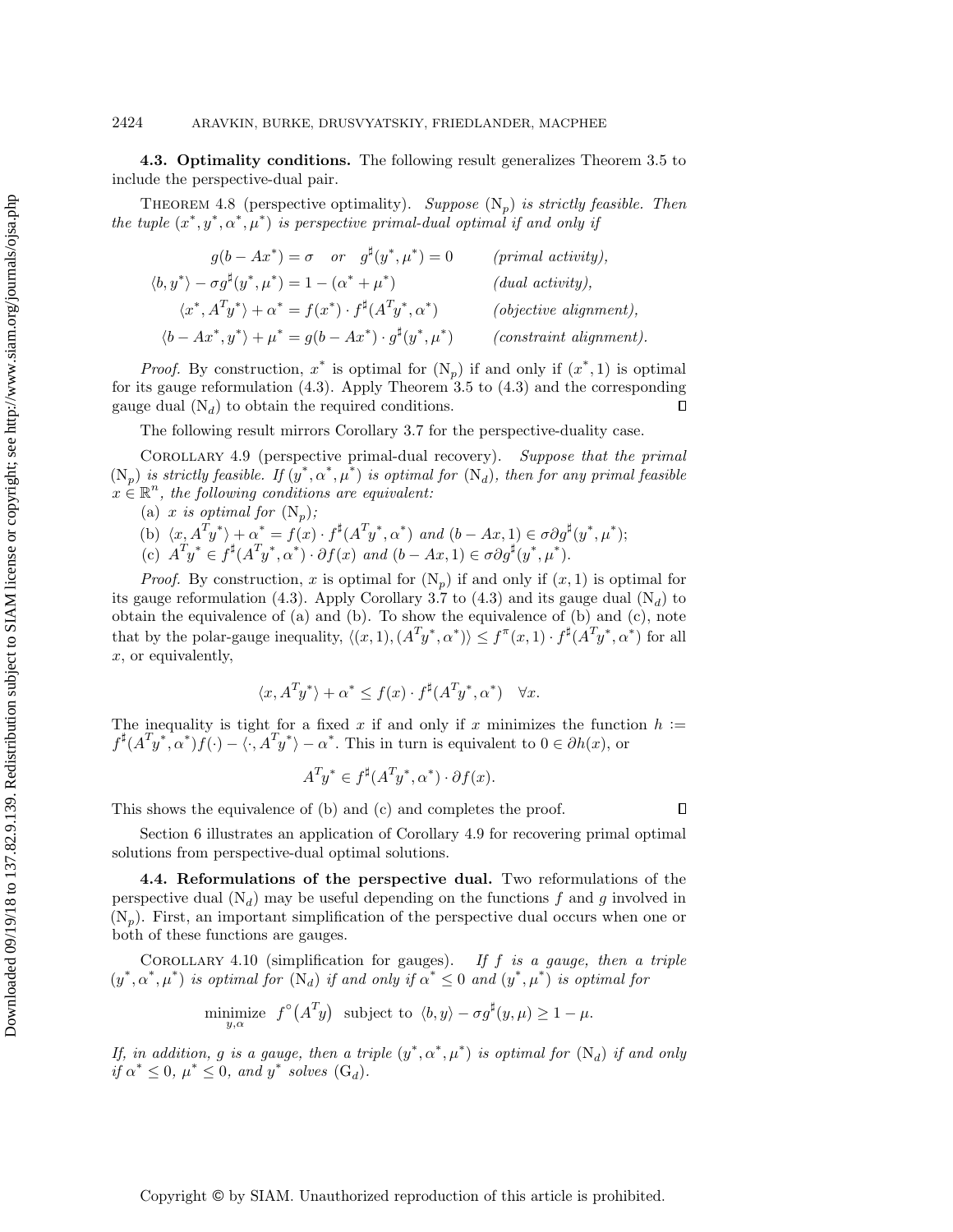**4.3. Optimality conditions.** The following result generalizes Theorem 3.5 to include the perspective-dual pair.

THEOREM 4.8 (perspective optimality). *Suppose* $(\mathrm{N}_p)$ *is strictly feasible. Then the tuple* $(x^*, y^*, \alpha^*, \mu^*)$ *is perspective primal-dual optimal if and only if*

$$
\begin{aligned}
g(b - Ax^*) = \sigma \quad &\text{or} \quad g^\sharp(y^*, \mu^*) = 0 && \textit{(primal activity)},\\
\langle b, y^* \rangle - \sigma g^\sharp(y^*, \mu^*) &= 1 - (\alpha^* + \mu^*) && \textit{(dual activity)},\\
\langle x^*, A^T y^* \rangle + \alpha^* &= f(x^*) \cdot f^\sharp(A^T y^*, \alpha^*) && \textit{(objective alignment)},\\
\langle b - Ax^*, y^* \rangle + \mu^* &= g(b - Ax^*) \cdot g^\sharp(y^*, \mu^*) && \textit{(constraint alignment)}.
\end{aligned}
$$

*Proof.* By construction, $x^*$ is optimal for $(\mathrm{N}_p)$ if and only if $(x^*, 1)$ is optimal for its gauge reformulation (4.3). Apply Theorem 3.5 to (4.3) and the corresponding gauge dual $(\mathrm{N}_d)$ to obtain the required conditions. ∎

The following result mirrors Corollary 3.7 for the perspective-duality case.

COROLLARY 4.9 (perspective primal-dual recovery). *Suppose that the primal* $(\mathrm{N}_p)$ *is strictly feasible. If* $(y^*, \alpha^*, \mu^*)$ *is optimal for* $(\mathrm{N}_d)$*, then for any primal feasible* $x \in \mathbb{R}^n$*, the following conditions are equivalent:*

(a) $x$ *is optimal for* $(\mathrm{N}_p)$*;*

(b) $\langle x, A^T y^* \rangle + \alpha^* = f(x) \cdot f^\sharp(A^T y^*, \alpha^*)$ *and* $(b - Ax, 1) \in \sigma \partial g^\sharp(y^*, \mu^*)$*;*

(c) $A^T y^* \in f^\sharp(A^T y^*, \alpha^*) \cdot \partial f(x)$ *and* $(b - Ax, 1) \in \sigma \partial g^\sharp(y^*, \mu^*)$*.*

*Proof.* By construction, $x$ is optimal for $(\mathrm{N}_p)$ if and only if $(x, 1)$ is optimal for its gauge reformulation (4.3). Apply Corollary 3.7 to (4.3) and its gauge dual $(\mathrm{N}_d)$ to obtain the equivalence of (a) and (b). To show the equivalence of (b) and (c), note that by the polar-gauge inequality, $\langle (x, 1), (A^T y^*, \alpha^*) \rangle \le f^\pi(x, 1) \cdot f^\sharp(A^T y^*, \alpha^*)$ for all $x$, or equivalently,

$$\langle x, A^T y^* \rangle + \alpha^* \le f(x) \cdot f^\sharp(A^T y^*, \alpha^*) \quad \forall x.$$

The inequality is tight for a fixed $x$ if and only if $x$ minimizes the function $h := f^\sharp(A^T y^*, \alpha^*) f(\cdot) - \langle \cdot, A^T y^* \rangle - \alpha^*$. This in turn is equivalent to $0 \in \partial h(x)$, or

$$A^T y^* \in f^\sharp(A^T y^*, \alpha^*) \cdot \partial f(x).$$

This shows the equivalence of (b) and (c) and completes the proof. ∎

Section 6 illustrates an application of Corollary 4.9 for recovering primal optimal solutions from perspective-dual optimal solutions.

**4.4. Reformulations of the perspective dual.** Two reformulations of the perspective dual $(\mathrm{N}_d)$ may be useful depending on the functions $f$ and $g$ involved in $(\mathrm{N}_p)$. First, an important simplification of the perspective dual occurs when one or both of these functions are gauges.

COROLLARY 4.10 (simplification for gauges). *If* $f$ *is a gauge, then a triple* $(y^*, \alpha^*, \mu^*)$ *is optimal for* $(\mathrm{N}_d)$ *if and only if* $\alpha^* \le 0$ *and* $(y^*, \mu^*)$ *is optimal for*

$$\underset{y, \alpha}{\text{minimize}} \;\; f^\circ\big(A^T y\big) \;\; \text{subject to} \;\; \langle b, y \rangle - \sigma g^\sharp(y, \mu) \ge 1 - \mu.$$

*If, in addition,* $g$ *is a gauge, then a triple* $(y^*, \alpha^*, \mu^*)$ *is optimal for* $(\mathrm{N}_d)$ *if and only if* $\alpha^* \le 0$*,* $\mu^* \le 0$*, and* $y^*$ *solves* $(\mathrm{G}_d)$*.*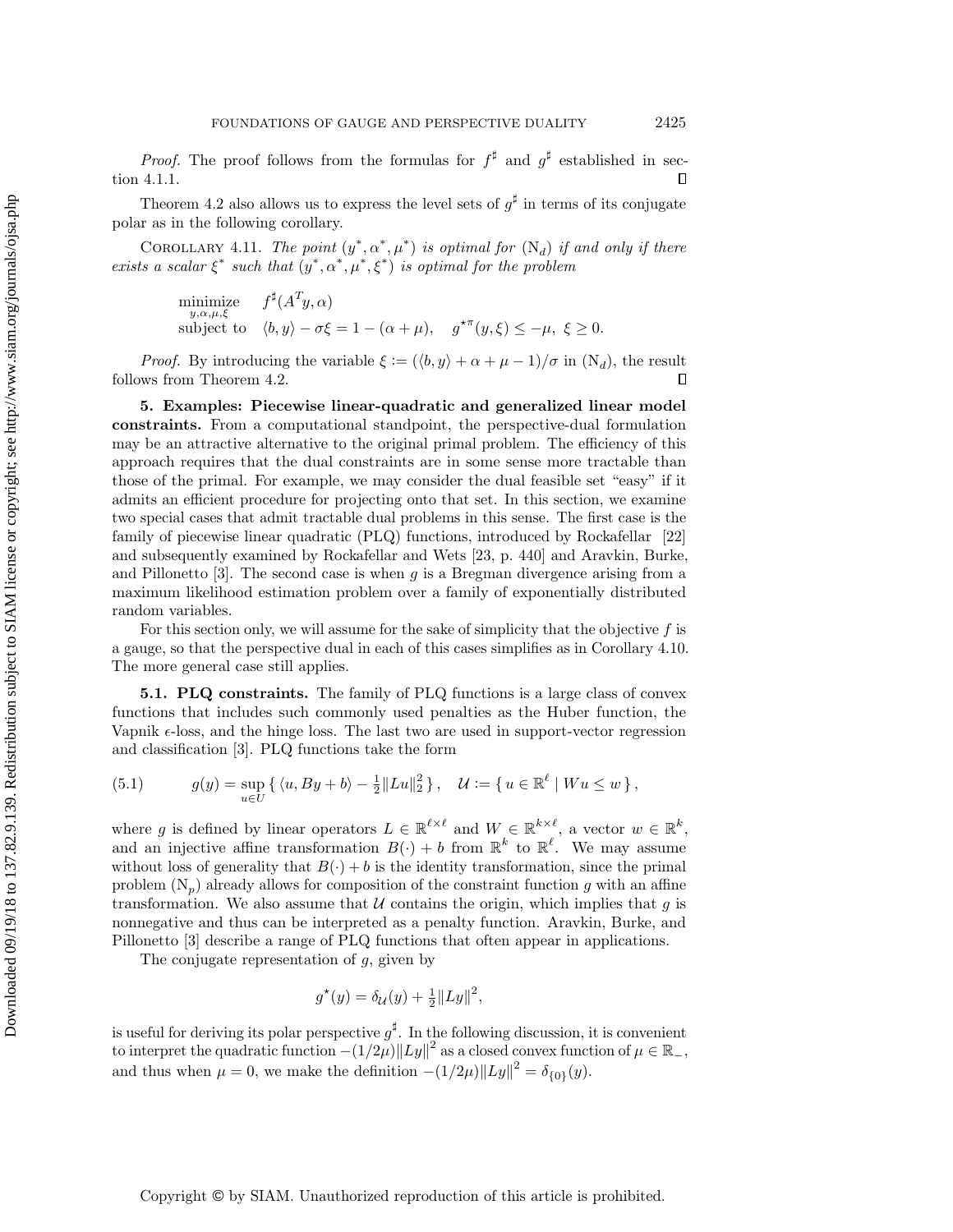*Proof.* The proof follows from the formulas for $f^\sharp$ and $g^\sharp$ established in section 4.1.1. $\square$

Theorem 4.2 also allows us to express the level sets of $g^\sharp$ in terms of its conjugate polar as in the following corollary.

COROLLARY 4.11. *The point* $(y^*, \alpha^*, \mu^*)$ *is optimal for* $(\mathrm{N}_d)$ *if and only if there exists a scalar* $\xi^*$ *such that* $(y^*, \alpha^*, \mu^*, \xi^*)$ *is optimal for the problem*

$$\begin{array}{ll} \underset{y,\alpha,\mu,\xi}{\text{minimize}} & f^\sharp(A^T y, \alpha) \\ \text{subject to} & \langle b, y\rangle - \sigma\xi = 1 - (\alpha + \mu), \quad g^{\star\pi}(y, \xi) \le -\mu, \ \xi \ge 0. \end{array}$$

*Proof.* By introducing the variable $\xi := (\langle b, y\rangle + \alpha + \mu - 1)/\sigma$ in $(\mathrm{N}_d)$, the result follows from Theorem 4.2. $\square$

## 5. Examples: Piecewise linear-quadratic and generalized linear model constraints.

From a computational standpoint, the perspective-dual formulation may be an attractive alternative to the original primal problem. The efficiency of this approach requires that the dual constraints are in some sense more tractable than those of the primal. For example, we may consider the dual feasible set "easy" if it admits an efficient procedure for projecting onto that set. In this section, we examine two special cases that admit tractable dual problems in this sense. The first case is the family of piecewise linear quadratic (PLQ) functions, introduced by Rockafellar [22] and subsequently examined by Rockafellar and Wets [23, p. 440] and Aravkin, Burke, and Pillonetto [3]. The second case is when $g$ is a Bregman divergence arising from a maximum likelihood estimation problem over a family of exponentially distributed random variables.

For this section only, we will assume for the sake of simplicity that the objective $f$ is a gauge, so that the perspective dual in each of this cases simplifies as in Corollary 4.10. The more general case still applies.

### 5.1. PLQ constraints.

The family of PLQ functions is a large class of convex functions that includes such commonly used penalties as the Huber function, the Vapnik $\epsilon$-loss, and the hinge loss. The last two are used in support-vector regression and classification [3]. PLQ functions take the form

$$g(y) = \sup_{u \in U} \left\{ \langle u, By + b\rangle - \tfrac{1}{2}\|Lu\|_2^2 \right\}, \quad \mathcal{U} := \left\{ u \in \mathbb{R}^\ell \mid Wu \le w \right\}, \tag{5.1}$$

where $g$ is defined by linear operators $L \in \mathbb{R}^{\ell\times\ell}$ and $W \in \mathbb{R}^{k\times\ell}$, a vector $w \in \mathbb{R}^k$, and an injective affine transformation $B(\cdot) + b$ from $\mathbb{R}^k$ to $\mathbb{R}^\ell$. We may assume without loss of generality that $B(\cdot) + b$ is the identity transformation, since the primal problem $(\mathrm{N}_p)$ already allows for composition of the constraint function $g$ with an affine transformation. We also assume that $\mathcal{U}$ contains the origin, which implies that $g$ is nonnegative and thus can be interpreted as a penalty function. Aravkin, Burke, and Pillonetto [3] describe a range of PLQ functions that often appear in applications.

The conjugate representation of $g$, given by

$$g^\star(y) = \delta_{\mathcal{U}}(y) + \tfrac{1}{2}\|Ly\|^2,$$

is useful for deriving its polar perspective $g^\sharp$. In the following discussion, it is convenient to interpret the quadratic function $-(1/2\mu)\|Ly\|^2$ as a closed convex function of $\mu \in \mathbb{R}_-$, and thus when $\mu = 0$, we make the definition $-(1/2\mu)\|Ly\|^2 = \delta_{\{0\}}(y)$.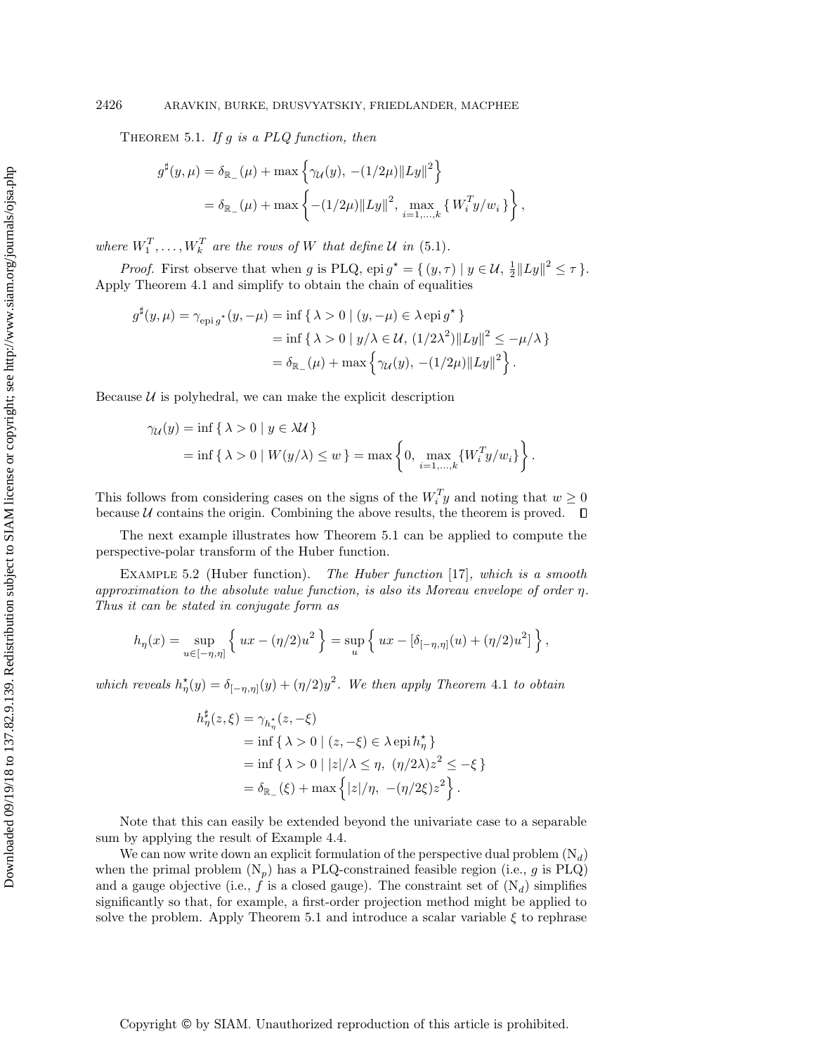Theorem 5.1. *If $g$ is a PLQ function, then*

$$g^\sharp(y,\mu) = \delta_{\mathbb{R}_-}(\mu) + \max\left\{\gamma_{\mathcal{U}}(y),\ -(1/2\mu)\|Ly\|^2\right\}$$
$$= \delta_{\mathbb{R}_-}(\mu) + \max\left\{-(1/2\mu)\|Ly\|^2,\ \max_{i=1,\dots,k}\{\,W_i^T y/w_i\,\}\right\},$$

*where $W_1^T,\dots,W_k^T$ are the rows of $W$ that define $\mathcal{U}$ in* (5.1).

*Proof.* First observe that when $g$ is PLQ, $\operatorname{epi} g^\star = \{\,(y,\tau) \mid y \in \mathcal{U},\ \frac{1}{2}\|Ly\|^2 \le \tau\,\}$. Apply Theorem 4.1 and simplify to obtain the chain of equalities

$$\begin{aligned} g^\sharp(y,\mu) = \gamma_{\operatorname{epi} g^\star}(y,-\mu) &= \inf\{\,\lambda > 0 \mid (y,-\mu) \in \lambda \operatorname{epi} g^\star\,\} \\ &= \inf\{\,\lambda > 0 \mid y/\lambda \in \mathcal{U},\ (1/2\lambda^2)\|Ly\|^2 \le -\mu/\lambda\,\} \\ &= \delta_{\mathbb{R}_-}(\mu) + \max\left\{\gamma_{\mathcal{U}}(y),\ -(1/2\mu)\|Ly\|^2\right\}. \end{aligned}$$

Because $\mathcal{U}$ is polyhedral, we can make the explicit description

$$\begin{aligned} \gamma_{\mathcal{U}}(y) &= \inf\{\,\lambda > 0 \mid y \in \lambda\mathcal{U}\,\} \\ &= \inf\{\,\lambda > 0 \mid W(y/\lambda) \le w\,\} = \max\left\{0,\ \max_{i=1,\dots,k}\{W_i^T y/w_i\}\right\}. \end{aligned}$$

This follows from considering cases on the signs of the $W_i^T y$ and noting that $w \ge 0$ because $\mathcal{U}$ contains the origin. Combining the above results, the theorem is proved. ∎

The next example illustrates how Theorem 5.1 can be applied to compute the perspective-polar transform of the Huber function.

Example 5.2 (Huber function). *The Huber function* [17], *which is a smooth approximation to the absolute value function, is also its Moreau envelope of order $\eta$. Thus it can be stated in conjugate form as*

$$h_\eta(x) = \sup_{u\in[-\eta,\eta]}\left\{\,ux - (\eta/2)u^2\,\right\} = \sup_u\left\{\,ux - [\delta_{[-\eta,\eta]}(u) + (\eta/2)u^2]\,\right\},$$

*which reveals $h_\eta^\star(y) = \delta_{[-\eta,\eta]}(y) + (\eta/2)y^2$. We then apply Theorem* 4.1 *to obtain*

$$\begin{aligned} h_\eta^\sharp(z,\xi) &= \gamma_{h_\eta^\star}(z,-\xi) \\ &= \inf\{\,\lambda > 0 \mid (z,-\xi) \in \lambda \operatorname{epi} h_\eta^\star\,\} \\ &= \inf\{\,\lambda > 0 \mid |z|/\lambda \le \eta,\ (\eta/2\lambda)z^2 \le -\xi\,\} \\ &= \delta_{\mathbb{R}_-}(\xi) + \max\left\{|z|/\eta,\ -(\eta/2\xi)z^2\right\}. \end{aligned}$$

Note that this can easily be extended beyond the univariate case to a separable sum by applying the result of Example 4.4.

We can now write down an explicit formulation of the perspective dual problem ($\mathrm{N}_d$) when the primal problem ($\mathrm{N}_p$) has a PLQ-constrained feasible region (i.e., $g$ is PLQ) and a gauge objective (i.e., $f$ is a closed gauge). The constraint set of ($\mathrm{N}_d$) simplifies significantly so that, for example, a first-order projection method might be applied to solve the problem. Apply Theorem 5.1 and introduce a scalar variable $\xi$ to rephrase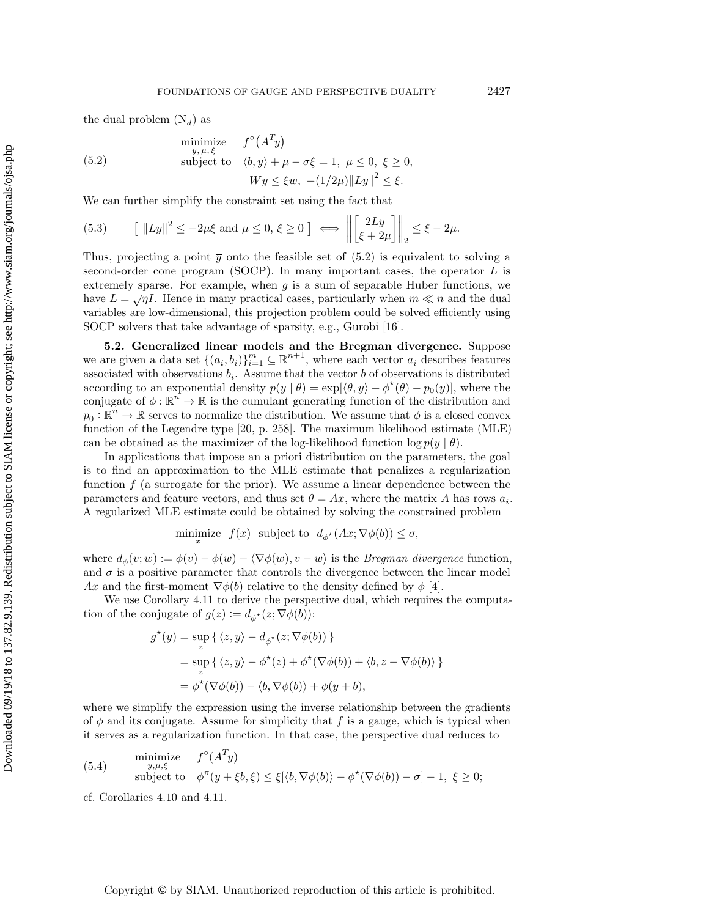the dual problem ($\mathrm{N}_d$) as

$$
\begin{array}{ll}
\underset{y,\,\mu,\,\xi}{\text{minimize}} & f^\circ\big(A^T y\big) \\
\text{subject to} & \langle b, y\rangle + \mu - \sigma\xi = 1,\ \mu \le 0,\ \xi \ge 0, \\
& Wy \le \xi w,\ -(1/2\mu)\|Ly\|^2 \le \xi.
\end{array}
\tag{5.2}
$$

We can further simplify the constraint set using the fact that

$$
\big[\ \|Ly\|^2 \le -2\mu\xi \text{ and } \mu \le 0,\ \xi \ge 0\ \big] \iff \left\| \begin{bmatrix} 2Ly \\ \xi + 2\mu \end{bmatrix} \right\|_2 \le \xi - 2\mu.
\tag{5.3}
$$

Thus, projecting a point $\overline{y}$ onto the feasible set of (5.2) is equivalent to solving a second-order cone program (SOCP). In many important cases, the operator $L$ is extremely sparse. For example, when $g$ is a sum of separable Huber functions, we have $L = \sqrt{\eta}I$. Hence in many practical cases, particularly when $m \ll n$ and the dual variables are low-dimensional, this projection problem could be solved efficiently using SOCP solvers that take advantage of sparsity, e.g., Gurobi [16].

**5.2. Generalized linear models and the Bregman divergence.** Suppose we are given a data set $\{(a_i, b_i)\}_{i=1}^m \subseteq \mathbb{R}^{n+1}$, where each vector $a_i$ describes features associated with observations $b_i$. Assume that the vector $b$ of observations is distributed according to an exponential density $p(y \mid \theta) = \exp[\langle \theta, y\rangle - \phi^\star(\theta) - p_0(y)]$, where the conjugate of $\phi : \mathbb{R}^n \to \mathbb{R}$ is the cumulant generating function of the distribution and $p_0 : \mathbb{R}^n \to \mathbb{R}$ serves to normalize the distribution. We assume that $\phi$ is a closed convex function of the Legendre type [20, p. 258]. The maximum likelihood estimate (MLE) can be obtained as the maximizer of the log-likelihood function $\log p(y \mid \theta)$.

In applications that impose an a priori distribution on the parameters, the goal is to find an approximation to the MLE estimate that penalizes a regularization function $f$ (a surrogate for the prior). We assume a linear dependence between the parameters and feature vectors, and thus set $\theta = Ax$, where the matrix $A$ has rows $a_i$. A regularized MLE estimate could be obtained by solving the constrained problem

$$
\underset{x}{\text{minimize}}\ \ f(x) \ \ \text{subject to} \ \ d_{\phi^\star}(Ax; \nabla\phi(b)) \le \sigma,
$$

where $d_\phi(v; w) := \phi(v) - \phi(w) - \langle \nabla\phi(w), v - w\rangle$ is the *Bregman divergence* function, and $\sigma$ is a positive parameter that controls the divergence between the linear model $Ax$ and the first-moment $\nabla\phi(b)$ relative to the density defined by $\phi$ [4].

We use Corollary 4.11 to derive the perspective dual, which requires the computation of the conjugate of $g(z) := d_{\phi^\star}(z; \nabla\phi(b))$:

$$
\begin{aligned}
g^\star(y) &= \sup_z \{\, \langle z, y\rangle - d_{\phi^\star}(z; \nabla\phi(b)) \,\} \\
&= \sup_z \{\, \langle z, y\rangle - \phi^\star(z) + \phi^\star(\nabla\phi(b)) + \langle b, z - \nabla\phi(b)\rangle \,\} \\
&= \phi^\star(\nabla\phi(b)) - \langle b, \nabla\phi(b)\rangle + \phi(y + b),
\end{aligned}
$$

where we simplify the expression using the inverse relationship between the gradients of $\phi$ and its conjugate. Assume for simplicity that $f$ is a gauge, which is typical when it serves as a regularization function. In that case, the perspective dual reduces to

$$
\begin{array}{ll}
\underset{y,\mu,\xi}{\text{minimize}} & f^\circ(A^T y) \\
\text{subject to} & \phi^\pi(y + \xi b, \xi) \le \xi[\langle b, \nabla\phi(b)\rangle - \phi^\star(\nabla\phi(b)) - \sigma] - 1,\ \xi \ge 0;
\end{array}
\tag{5.4}
$$

cf. Corollaries 4.10 and 4.11.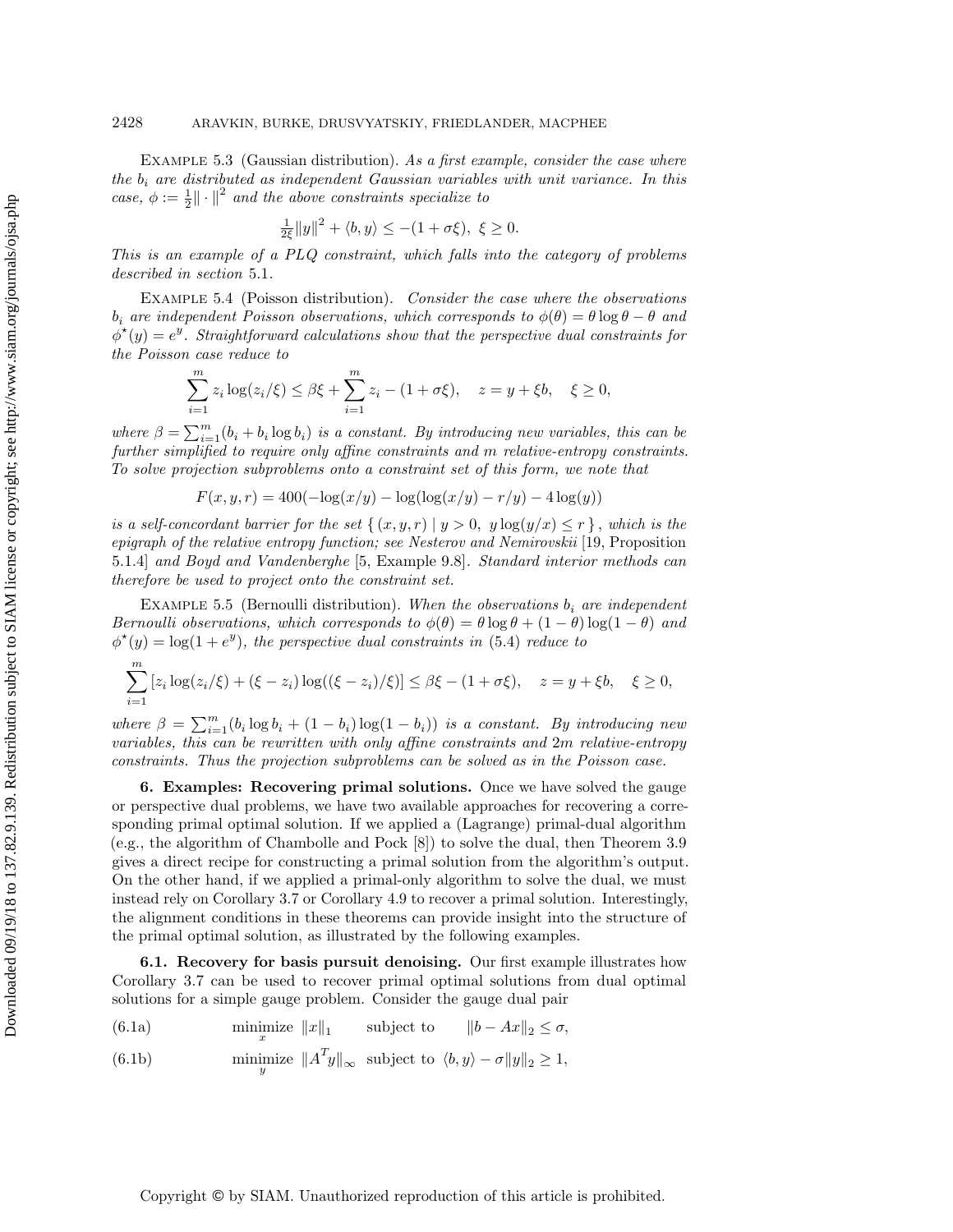Example 5.3 (Gaussian distribution). *As a first example, consider the case where the $b_i$ are distributed as independent Gaussian variables with unit variance. In this case, $\phi := \frac{1}{2}\|\cdot\|^2$ and the above constraints specialize to*

$$\tfrac{1}{2\xi}\|y\|^2 + \langle b, y\rangle \leq -(1+\sigma\xi),\ \xi \geq 0.$$

*This is an example of a PLQ constraint, which falls into the category of problems described in section* 5.1.

Example 5.4 (Poisson distribution). *Consider the case where the observations $b_i$ are independent Poisson observations, which corresponds to $\phi(\theta) = \theta \log\theta - \theta$ and $\phi^\star(y) = e^y$. Straightforward calculations show that the perspective dual constraints for the Poisson case reduce to*

$$\sum_{i=1}^m z_i \log(z_i/\xi) \leq \beta\xi + \sum_{i=1}^m z_i - (1+\sigma\xi), \quad z = y + \xi b, \quad \xi \geq 0,$$

*where $\beta = \sum_{i=1}^m (b_i + b_i \log b_i)$ is a constant. By introducing new variables, this can be further simplified to require only affine constraints and $m$ relative-entropy constraints. To solve projection subproblems onto a constraint set of this form, we note that*

$$F(x, y, r) = 400(-\log(x/y) - \log(\log(x/y) - r/y) - 4\log(y))$$

*is a self-concordant barrier for the set $\{\,(x, y, r) \mid y > 0,\ y\log(y/x) \leq r\,\}$, which is the epigraph of the relative entropy function; see Nesterov and Nemirovskii* [19, Proposition 5.1.4] *and Boyd and Vandenberghe* [5, Example 9.8]. *Standard interior methods can therefore be used to project onto the constraint set.*

Example 5.5 (Bernoulli distribution). *When the observations $b_i$ are independent Bernoulli observations, which corresponds to $\phi(\theta) = \theta\log\theta + (1-\theta)\log(1-\theta)$ and $\phi^\star(y) = \log(1+e^y)$, the perspective dual constraints in* (5.4) *reduce to*

$$\sum_{i=1}^m \left[z_i \log(z_i/\xi) + (\xi - z_i)\log((\xi - z_i)/\xi)\right] \leq \beta\xi - (1+\sigma\xi), \quad z = y + \xi b, \quad \xi \geq 0,$$

*where $\beta = \sum_{i=1}^m (b_i \log b_i + (1-b_i)\log(1-b_i))$ is a constant. By introducing new variables, this can be rewritten with only affine constraints and $2m$ relative-entropy constraints. Thus the projection subproblems can be solved as in the Poisson case.*

## 6. Examples: Recovering primal solutions.

Once we have solved the gauge or perspective dual problems, we have two available approaches for recovering a corresponding primal optimal solution. If we applied a (Lagrange) primal-dual algorithm (e.g., the algorithm of Chambolle and Pock [8]) to solve the dual, then Theorem 3.9 gives a direct recipe for constructing a primal solution from the algorithm's output. On the other hand, if we applied a primal-only algorithm to solve the dual, we must instead rely on Corollary 3.7 or Corollary 4.9 to recover a primal solution. Interestingly, the alignment conditions in these theorems can provide insight into the structure of the primal optimal solution, as illustrated by the following examples.

### 6.1. Recovery for basis pursuit denoising.

Our first example illustrates how Corollary 3.7 can be used to recover primal optimal solutions from dual optimal solutions for a simple gauge problem. Consider the gauge dual pair

$$\text{(6.1a)} \qquad \underset{x}{\text{minimize}}\ \|x\|_1 \quad \text{subject to} \quad \|b - Ax\|_2 \leq \sigma,$$

$$\text{(6.1b)} \qquad \underset{y}{\text{minimize}}\ \|A^T y\|_\infty \quad \text{subject to} \quad \langle b, y\rangle - \sigma\|y\|_2 \geq 1,$$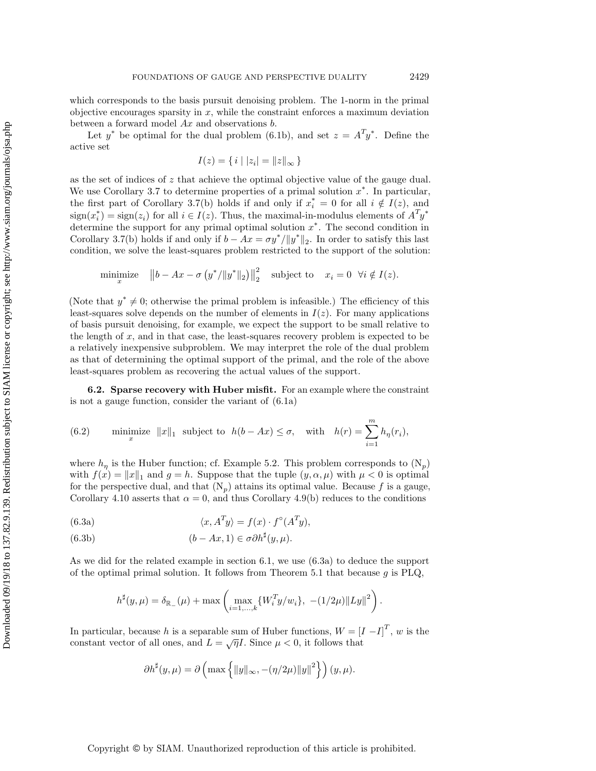which corresponds to the basis pursuit denoising problem. The 1-norm in the primal objective encourages sparsity in $x$, while the constraint enforces a maximum deviation between a forward model $Ax$ and observations $b$.

Let $y^*$ be optimal for the dual problem (6.1b), and set $z = A^T y^*$. Define the active set

$$I(z) = \{\, i \mid |z_i| = \|z\|_\infty \,\}$$

as the set of indices of $z$ that achieve the optimal objective value of the gauge dual. We use Corollary 3.7 to determine properties of a primal solution $x^*$. In particular, the first part of Corollary 3.7(b) holds if and only if $x_i^* = 0$ for all $i \notin I(z)$, and $\operatorname{sign}(x_i^*) = \operatorname{sign}(z_i)$ for all $i \in I(z)$. Thus, the maximal-in-modulus elements of $A^T y^*$ determine the support for any primal optimal solution $x^*$. The second condition in Corollary 3.7(b) holds if and only if $b - Ax = \sigma y^*/\|y^*\|_2$. In order to satisfy this last condition, we solve the least-squares problem restricted to the support of the solution:

$$\underset{x}{\text{minimize}} \quad \left\| b - Ax - \sigma \left( y^*/\|y^*\|_2 \right) \right\|_2^2 \quad \text{subject to} \quad x_i = 0 \;\; \forall i \notin I(z).$$

(Note that $y^* \neq 0$; otherwise the primal problem is infeasible.) The efficiency of this least-squares solve depends on the number of elements in $I(z)$. For many applications of basis pursuit denoising, for example, we expect the support to be small relative to the length of $x$, and in that case, the least-squares recovery problem is expected to be a relatively inexpensive subproblem. We may interpret the role of the dual problem as that of determining the optimal support of the primal, and the role of the above least-squares problem as recovering the actual values of the support.

### 6.2. Sparse recovery with Huber misfit.

For an example where the constraint is not a gauge function, consider the variant of (6.1a)

$$\underset{x}{\text{minimize}} \;\; \|x\|_1 \;\; \text{subject to} \;\; h(b - Ax) \leq \sigma, \quad \text{with} \quad h(r) = \sum_{i=1}^{m} h_\eta(r_i), \tag{6.2}$$

where $h_\eta$ is the Huber function; cf. Example 5.2. This problem corresponds to (N$_p$) with $f(x) = \|x\|_1$ and $g = h$. Suppose that the tuple $(y, \alpha, \mu)$ with $\mu < 0$ is optimal for the perspective dual, and that (N$_p$) attains its optimal value. Because $f$ is a gauge, Corollary 4.10 asserts that $\alpha = 0$, and thus Corollary 4.9(b) reduces to the conditions

$$\langle x, A^T y \rangle = f(x) \cdot f^\circ(A^T y), \tag{6.3a}$$

$$(b - Ax, 1) \in \sigma \partial h^\sharp(y, \mu). \tag{6.3b}$$

As we did for the related example in section 6.1, we use (6.3a) to deduce the support of the optimal primal solution. It follows from Theorem 5.1 that because $g$ is PLQ,

$$h^\sharp(y, \mu) = \delta_{\mathbb{R}_-}(\mu) + \max\left( \max_{i=1,\dots,k} \{W_i^T y / w_i\}, \; -(1/2\mu)\|Ly\|^2 \right).$$

In particular, because $h$ is a separable sum of Huber functions, $W = [I \; -I]^T$, $w$ is the constant vector of all ones, and $L = \sqrt{\eta} I$. Since $\mu < 0$, it follows that

$$\partial h^\sharp(y, \mu) = \partial \left( \max\left\{ \|y\|_\infty, -(\eta/2\mu)\|y\|^2 \right\} \right)(y, \mu).$$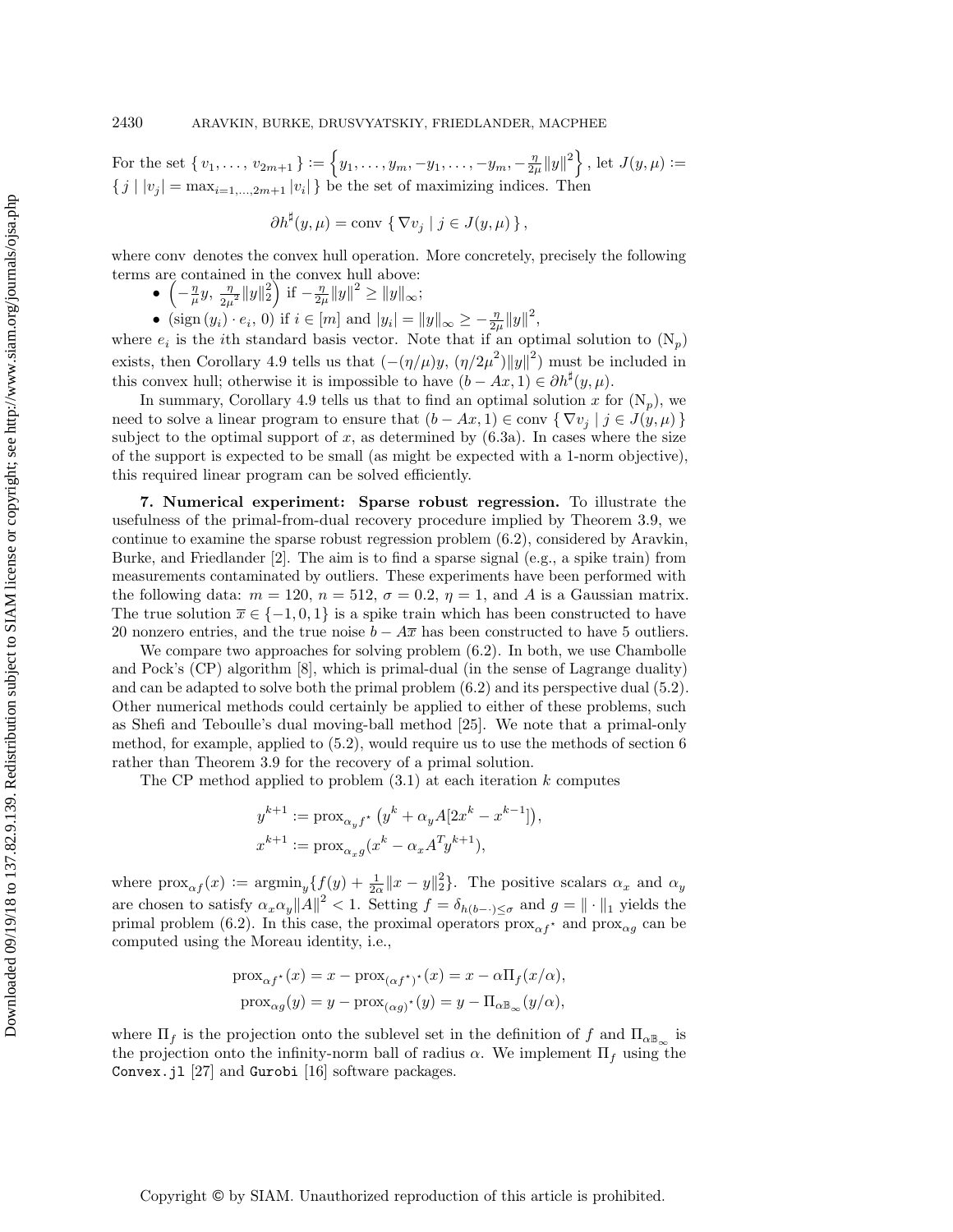For the set $\{ v_1, \ldots, v_{2m+1} \} := \left\{ y_1, \ldots, y_m, -y_1, \ldots, -y_m, -\frac{\eta}{2\mu}\|y\|^2 \right\}$, let $J(y, \mu) := \{ j \mid |v_j| = \max_{i=1,\ldots,2m+1} |v_i| \}$ be the set of maximizing indices. Then

$$\partial h^\sharp(y, \mu) = \operatorname{conv} \{ \nabla v_j \mid j \in J(y, \mu) \},$$

where conv denotes the convex hull operation. More concretely, precisely the following terms are contained in the convex hull above:

- $\left(-\frac{\eta}{\mu}y, \frac{\eta}{2\mu^2}\|y\|_2^2\right)$ if $-\frac{\eta}{2\mu}\|y\|^2 \geq \|y\|_\infty$;
- $(\operatorname{sign}(y_i) \cdot e_i, 0)$ if $i \in [m]$ and $|y_i| = \|y\|_\infty \geq -\frac{\eta}{2\mu}\|y\|^2$,

where $e_i$ is the $i$th standard basis vector. Note that if an optimal solution to $(\mathrm{N}_p)$ exists, then Corollary 4.9 tells us that $(-(\eta/\mu)y, (\eta/2\mu^2)\|y\|^2)$ must be included in this convex hull; otherwise it is impossible to have $(b - Ax, 1) \in \partial h^\sharp(y, \mu)$.

In summary, Corollary 4.9 tells us that to find an optimal solution $x$ for $(\mathrm{N}_p)$, we need to solve a linear program to ensure that $(b - Ax, 1) \in \operatorname{conv} \{ \nabla v_j \mid j \in J(y, \mu) \}$ subject to the optimal support of $x$, as determined by (6.3a). In cases where the size of the support is expected to be small (as might be expected with a 1-norm objective), this required linear program can be solved efficiently.

**7. Numerical experiment: Sparse robust regression.** To illustrate the usefulness of the primal-from-dual recovery procedure implied by Theorem 3.9, we continue to examine the sparse robust regression problem (6.2), considered by Aravkin, Burke, and Friedlander [2]. The aim is to find a sparse signal (e.g., a spike train) from measurements contaminated by outliers. These experiments have been performed with the following data: $m = 120$, $n = 512$, $\sigma = 0.2$, $\eta = 1$, and $A$ is a Gaussian matrix. The true solution $\overline{x} \in \{-1, 0, 1\}$ is a spike train which has been constructed to have 20 nonzero entries, and the true noise $b - A\overline{x}$ has been constructed to have 5 outliers.

We compare two approaches for solving problem (6.2). In both, we use Chambolle and Pock's (CP) algorithm [8], which is primal-dual (in the sense of Lagrange duality) and can be adapted to solve both the primal problem (6.2) and its perspective dual (5.2). Other numerical methods could certainly be applied to either of these problems, such as Shefi and Teboulle's dual moving-ball method [25]. We note that a primal-only method, for example, applied to (5.2), would require us to use the methods of section 6 rather than Theorem 3.9 for the recovery of a primal solution.

The CP method applied to problem (3.1) at each iteration $k$ computes

$$\begin{aligned} y^{k+1} &:= \operatorname{prox}_{\alpha_y f^\star}\left(y^k + \alpha_y A[2x^k - x^{k-1}]\right), \\ x^{k+1} &:= \operatorname{prox}_{\alpha_x g}(x^k - \alpha_x A^T y^{k+1}), \end{aligned}$$

where $\operatorname{prox}_{\alpha f}(x) := \operatorname{argmin}_y \{ f(y) + \frac{1}{2\alpha}\|x - y\|_2^2 \}$. The positive scalars $\alpha_x$ and $\alpha_y$ are chosen to satisfy $\alpha_x \alpha_y \|A\|^2 < 1$. Setting $f = \delta_{h(b-\cdot)\leq\sigma}$ and $g = \|\cdot\|_1$ yields the primal problem (6.2). In this case, the proximal operators $\operatorname{prox}_{\alpha f^\star}$ and $\operatorname{prox}_{\alpha g}$ can be computed using the Moreau identity, i.e.,

$$\begin{aligned} \operatorname{prox}_{\alpha f^\star}(x) &= x - \operatorname{prox}_{(\alpha f^\star)^\star}(x) = x - \alpha \Pi_f(x/\alpha), \\ \operatorname{prox}_{\alpha g}(y) &= y - \operatorname{prox}_{(\alpha g)^\star}(y) = y - \Pi_{\alpha \mathbb{B}_\infty}(y/\alpha), \end{aligned}$$

where $\Pi_f$ is the projection onto the sublevel set in the definition of $f$ and $\Pi_{\alpha\mathbb{B}_\infty}$ is the projection onto the infinity-norm ball of radius $\alpha$. We implement $\Pi_f$ using the `Convex.jl` [27] and `Gurobi` [16] software packages.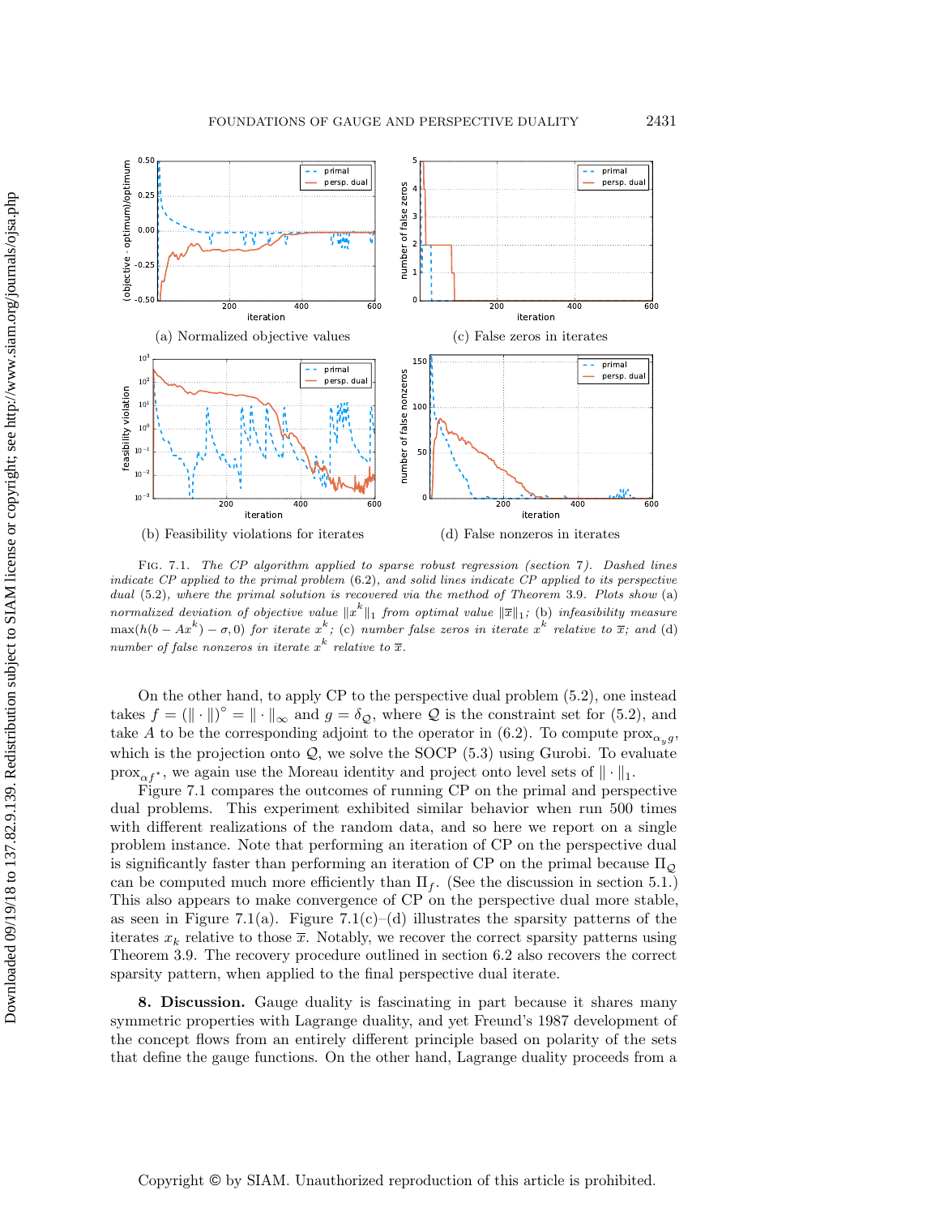(a) Normalized objective values

(c) False zeros in iterates

(b) Feasibility violations for iterates

(d) False nonzeros in iterates

Fig. 7.1. *The CP algorithm applied to sparse robust regression (section 7). Dashed lines indicate CP applied to the primal problem (6.2), and solid lines indicate CP applied to its perspective dual (5.2), where the primal solution is recovered via the method of Theorem 3.9. Plots show* (a) *normalized deviation of objective value* $\|x^k\|_1$ *from optimal value* $\|\overline{x}\|_1$; (b) *infeasibility measure* $\max(h(b - Ax^k) - \sigma, 0)$ *for iterate* $x^k$; (c) *number false zeros in iterate* $x^k$ *relative to* $\overline{x}$; *and* (d) *number of false nonzeros in iterate* $x^k$ *relative to* $\overline{x}$.

On the other hand, to apply CP to the perspective dual problem (5.2), one instead takes $f = (\|\cdot\|)^\circ = \|\cdot\|_\infty$ and $g = \delta_{\mathcal{Q}}$, where $\mathcal{Q}$ is the constraint set for (5.2), and take $A$ to be the corresponding adjoint to the operator in (6.2). To compute $\operatorname{prox}_{\alpha_y g}$, which is the projection onto $\mathcal{Q}$, we solve the SOCP (5.3) using Gurobi. To evaluate $\operatorname{prox}_{\alpha f^*}$, we again use the Moreau identity and project onto level sets of $\|\cdot\|_1$.

Figure 7.1 compares the outcomes of running CP on the primal and perspective dual problems. This experiment exhibited similar behavior when run 500 times with different realizations of the random data, and so here we report on a single problem instance. Note that performing an iteration of CP on the perspective dual is significantly faster than performing an iteration of CP on the primal because $\Pi_{\mathcal{Q}}$ can be computed much more efficiently than $\Pi_f$. (See the discussion in section 5.1.) This also appears to make convergence of CP on the perspective dual more stable, as seen in Figure 7.1(a). Figure 7.1(c)–(d) illustrates the sparsity patterns of the iterates $x_k$ relative to those $\overline{x}$. Notably, we recover the correct sparsity patterns using Theorem 3.9. The recovery procedure outlined in section 6.2 also recovers the correct sparsity pattern, when applied to the final perspective dual iterate.

## 8. Discussion.

Gauge duality is fascinating in part because it shares many symmetric properties with Lagrange duality, and yet Freund's 1987 development of the concept flows from an entirely different principle based on polarity of the sets that define the gauge functions. On the other hand, Lagrange duality proceeds from a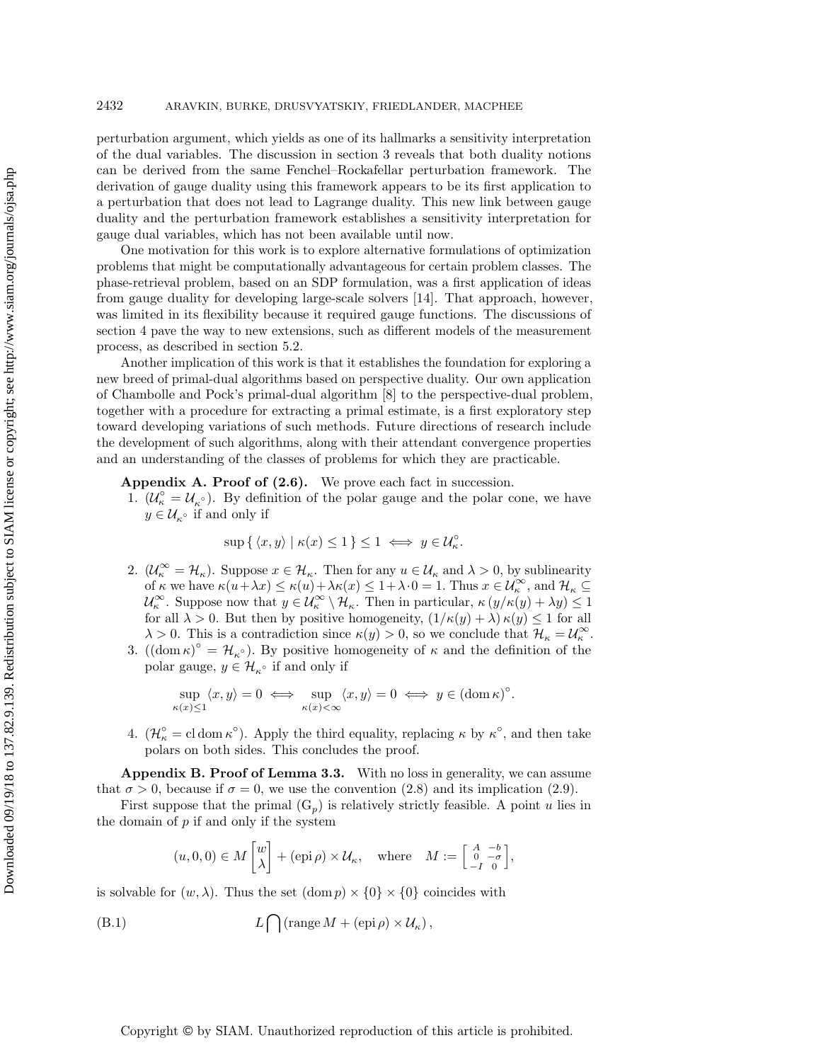perturbation argument, which yields as one of its hallmarks a sensitivity interpretation of the dual variables. The discussion in section 3 reveals that both duality notions can be derived from the same Fenchel–Rockafellar perturbation framework. The derivation of gauge duality using this framework appears to be its first application to a perturbation that does not lead to Lagrange duality. This new link between gauge duality and the perturbation framework establishes a sensitivity interpretation for gauge dual variables, which has not been available until now.

One motivation for this work is to explore alternative formulations of optimization problems that might be computationally advantageous for certain problem classes. The phase-retrieval problem, based on an SDP formulation, was a first application of ideas from gauge duality for developing large-scale solvers [14]. That approach, however, was limited in its flexibility because it required gauge functions. The discussions of section 4 pave the way to new extensions, such as different models of the measurement process, as described in section 5.2.

Another implication of this work is that it establishes the foundation for exploring a new breed of primal-dual algorithms based on perspective duality. Our own application of Chambolle and Pock's primal-dual algorithm [8] to the perspective-dual problem, together with a procedure for extracting a primal estimate, is a first exploratory step toward developing variations of such methods. Future directions of research include the development of such algorithms, along with their attendant convergence properties and an understanding of the classes of problems for which they are practicable.

**Appendix A. Proof of (2.6).** We prove each fact in succession.

1. ($\mathcal{U}_\kappa^\circ = \mathcal{U}_{\kappa^\circ}$). By definition of the polar gauge and the polar cone, we have $y \in \mathcal{U}_{\kappa^\circ}$ if and only if

$$\sup\{\, \langle x, y\rangle \mid \kappa(x) \le 1 \,\} \le 1 \iff y \in \mathcal{U}_\kappa^\circ.$$

2. ($\mathcal{U}_\kappa^\infty = \mathcal{H}_\kappa$). Suppose $x \in \mathcal{H}_\kappa$. Then for any $u \in \mathcal{U}_\kappa$ and $\lambda > 0$, by sublinearity of $\kappa$ we have $\kappa(u+\lambda x) \le \kappa(u) + \lambda\kappa(x) \le 1 + \lambda \cdot 0 = 1$. Thus $x \in \mathcal{U}_\kappa^\infty$, and $\mathcal{H}_\kappa \subseteq \mathcal{U}_\kappa^\infty$. Suppose now that $y \in \mathcal{U}_\kappa^\infty \setminus \mathcal{H}_\kappa$. Then in particular, $\kappa\left(y/\kappa(y) + \lambda y\right) \le 1$ for all $\lambda > 0$. But then by positive homogeneity, $(1/\kappa(y) + \lambda)\,\kappa(y) \le 1$ for all $\lambda > 0$. This is a contradiction since $\kappa(y) > 0$, so we conclude that $\mathcal{H}_\kappa = \mathcal{U}_\kappa^\infty$.

3. ($(\operatorname{dom}\kappa)^\circ = \mathcal{H}_{\kappa^\circ}$). By positive homogeneity of $\kappa$ and the definition of the polar gauge, $y \in \mathcal{H}_{\kappa^\circ}$ if and only if

$$\sup_{\kappa(x)\le 1} \langle x, y\rangle = 0 \iff \sup_{\kappa(x)<\infty} \langle x, y\rangle = 0 \iff y \in (\operatorname{dom}\kappa)^\circ.$$

4. ($\mathcal{H}_\kappa^\circ = \operatorname{cl}\operatorname{dom}\kappa^\circ$). Apply the third equality, replacing $\kappa$ by $\kappa^\circ$, and then take polars on both sides. This concludes the proof.

**Appendix B. Proof of Lemma 3.3.** With no loss in generality, we can assume that $\sigma > 0$, because if $\sigma = 0$, we use the convention (2.8) and its implication (2.9).

First suppose that the primal $(\mathrm{G}_p)$ is relatively strictly feasible. A point $u$ lies in the domain of $p$ if and only if the system

$$(u, 0, 0) \in M \begin{bmatrix} w \\ \lambda \end{bmatrix} + (\operatorname{epi}\rho) \times \mathcal{U}_\kappa, \quad \text{where} \quad M := \begin{bmatrix} A & -b \\ 0 & -\sigma \\ -I & 0 \end{bmatrix},$$

is solvable for $(w, \lambda)$. Thus the set $(\operatorname{dom} p) \times \{0\} \times \{0\}$ coincides with

$$L \bigcap \left(\operatorname{range} M + (\operatorname{epi}\rho) \times \mathcal{U}_\kappa\right), \tag{B.1}$$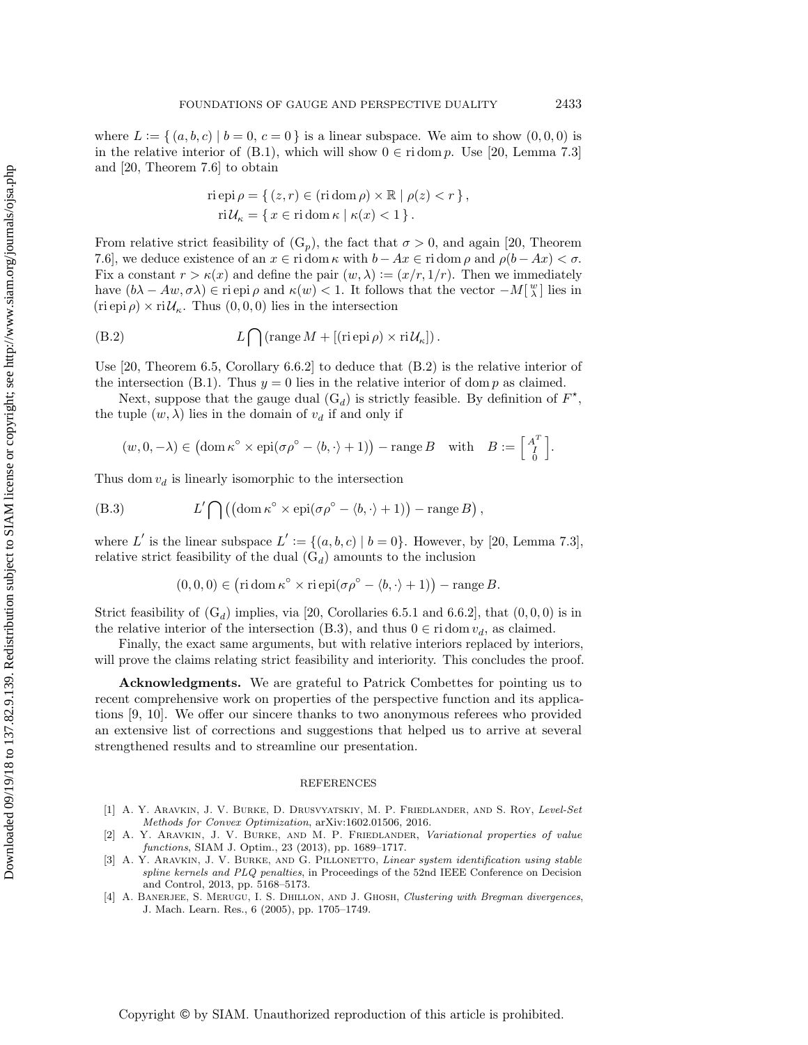where $L := \{ (a,b,c) \mid b = 0,\ c = 0 \}$ is a linear subspace. We aim to show $(0,0,0)$ is in the relative interior of (B.1), which will show $0 \in \operatorname{ri} \operatorname{dom} p$. Use [20, Lemma 7.3] and [20, Theorem 7.6] to obtain

$$
\begin{aligned}
\operatorname{ri} \operatorname{epi} \rho &= \{ (z,r) \in (\operatorname{ri} \operatorname{dom} \rho) \times \mathbb{R} \mid \rho(z) < r \}, \\
\operatorname{ri} \mathcal{U}_\kappa &= \{ x \in \operatorname{ri} \operatorname{dom} \kappa \mid \kappa(x) < 1 \}.
\end{aligned}
$$

From relative strict feasibility of $(\mathrm{G}_p)$, the fact that $\sigma > 0$, and again [20, Theorem 7.6], we deduce existence of an $x \in \operatorname{ri} \operatorname{dom} \kappa$ with $b - Ax \in \operatorname{ri} \operatorname{dom} \rho$ and $\rho(b - Ax) < \sigma$. Fix a constant $r > \kappa(x)$ and define the pair $(w, \lambda) := (x/r, 1/r)$. Then we immediately have $(b\lambda - Aw, \sigma\lambda) \in \operatorname{ri} \operatorname{epi} \rho$ and $\kappa(w) < 1$. It follows that the vector $-M\left[\begin{smallmatrix} w \\ \lambda \end{smallmatrix}\right]$ lies in $(\operatorname{ri} \operatorname{epi} \rho) \times \operatorname{ri} \mathcal{U}_\kappa$. Thus $(0,0,0)$ lies in the intersection

$$
L \bigcap \left( \operatorname{range} M + [(\operatorname{ri} \operatorname{epi} \rho) \times \operatorname{ri} \mathcal{U}_\kappa] \right). \tag{B.2}
$$

Use [20, Theorem 6.5, Corollary 6.6.2] to deduce that (B.2) is the relative interior of the intersection (B.1). Thus $y = 0$ lies in the relative interior of $\operatorname{dom} p$ as claimed.

Next, suppose that the gauge dual $(\mathrm{G}_d)$ is strictly feasible. By definition of $F^\star$, the tuple $(w, \lambda)$ lies in the domain of $v_d$ if and only if

$$
(w, 0, -\lambda) \in \left( \operatorname{dom} \kappa^\circ \times \operatorname{epi}(\sigma\rho^\circ - \langle b, \cdot \rangle + 1) \right) - \operatorname{range} B \quad \text{with} \quad B := \left[\begin{smallmatrix} A^T \\ I \\ 0 \end{smallmatrix}\right].
$$

Thus $\operatorname{dom} v_d$ is linearly isomorphic to the intersection

$$
L' \bigcap \left( \left( \operatorname{dom} \kappa^\circ \times \operatorname{epi}(\sigma\rho^\circ - \langle b, \cdot \rangle + 1) \right) - \operatorname{range} B \right), \tag{B.3}
$$

where $L'$ is the linear subspace $L' := \{(a,b,c) \mid b = 0\}$. However, by [20, Lemma 7.3], relative strict feasibility of the dual $(\mathrm{G}_d)$ amounts to the inclusion

$$
(0,0,0) \in \left( \operatorname{ri} \operatorname{dom} \kappa^\circ \times \operatorname{ri} \operatorname{epi}(\sigma\rho^\circ - \langle b, \cdot \rangle + 1) \right) - \operatorname{range} B.
$$

Strict feasibility of $(\mathrm{G}_d)$ implies, via [20, Corollaries 6.5.1 and 6.6.2], that $(0,0,0)$ is in the relative interior of the intersection (B.3), and thus $0 \in \operatorname{ri} \operatorname{dom} v_d$, as claimed.

Finally, the exact same arguments, but with relative interiors replaced by interiors, will prove the claims relating strict feasibility and interiority. This concludes the proof.

**Acknowledgments.** We are grateful to Patrick Combettes for pointing us to recent comprehensive work on properties of the perspective function and its applications [9, 10]. We offer our sincere thanks to two anonymous referees who provided an extensive list of corrections and suggestions that helped us to arrive at several strengthened results and to streamline our presentation.

## REFERENCES

[1] A. Y. Aravkin, J. V. Burke, D. Drusvyatskiy, M. P. Friedlander, and S. Roy, *Level-Set Methods for Convex Optimization*, arXiv:1602.01506, 2016.

[2] A. Y. Aravkin, J. V. Burke, and M. P. Friedlander, *Variational properties of value functions*, SIAM J. Optim., 23 (2013), pp. 1689–1717.

[3] A. Y. Aravkin, J. V. Burke, and G. Pillonetto, *Linear system identification using stable spline kernels and PLQ penalties*, in Proceedings of the 52nd IEEE Conference on Decision and Control, 2013, pp. 5168–5173.

[4] A. Banerjee, S. Merugu, I. S. Dhillon, and J. Ghosh, *Clustering with Bregman divergences*, J. Mach. Learn. Res., 6 (2005), pp. 1705–1749.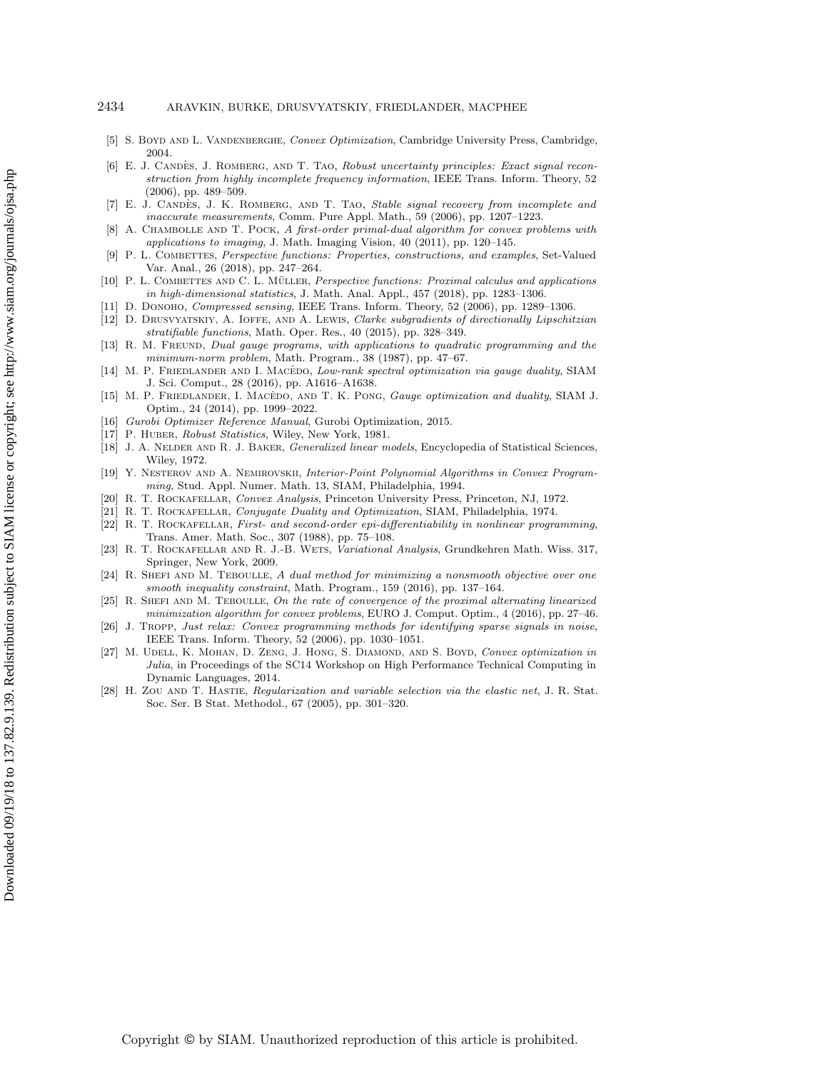[5] S. Boyd and L. Vandenberghe, *Convex Optimization*, Cambridge University Press, Cambridge, 2004.

[6] E. J. Candès, J. Romberg, and T. Tao, *Robust uncertainty principles: Exact signal reconstruction from highly incomplete frequency information*, IEEE Trans. Inform. Theory, 52 (2006), pp. 489–509.

[7] E. J. Candès, J. K. Romberg, and T. Tao, *Stable signal recovery from incomplete and inaccurate measurements*, Comm. Pure Appl. Math., 59 (2006), pp. 1207–1223.

[8] A. Chambolle and T. Pock, *A first-order primal-dual algorithm for convex problems with applications to imaging*, J. Math. Imaging Vision, 40 (2011), pp. 120–145.

[9] P. L. Combettes, *Perspective functions: Properties, constructions, and examples*, Set-Valued Var. Anal., 26 (2018), pp. 247–264.

[10] P. L. Combettes and C. L. Müller, *Perspective functions: Proximal calculus and applications in high-dimensional statistics*, J. Math. Anal. Appl., 457 (2018), pp. 1283–1306.

[11] D. Donoho, *Compressed sensing*, IEEE Trans. Inform. Theory, 52 (2006), pp. 1289–1306.

[12] D. Drusvyatskiy, A. Ioffe, and A. Lewis, *Clarke subgradients of directionally Lipschitzian stratifiable functions*, Math. Oper. Res., 40 (2015), pp. 328–349.

[13] R. M. Freund, *Dual gauge programs, with applications to quadratic programming and the minimum-norm problem*, Math. Program., 38 (1987), pp. 47–67.

[14] M. P. Friedlander and I. Macêdo, *Low-rank spectral optimization via gauge duality*, SIAM J. Sci. Comput., 28 (2016), pp. A1616–A1638.

[15] M. P. Friedlander, I. Macêdo, and T. K. Pong, *Gauge optimization and duality*, SIAM J. Optim., 24 (2014), pp. 1999–2022.

[16] *Gurobi Optimizer Reference Manual*, Gurobi Optimization, 2015.

[17] P. Huber, *Robust Statistics*, Wiley, New York, 1981.

[18] J. A. Nelder and R. J. Baker, *Generalized linear models*, Encyclopedia of Statistical Sciences, Wiley, 1972.

[19] Y. Nesterov and A. Nemirovskii, *Interior-Point Polynomial Algorithms in Convex Programming*, Stud. Appl. Numer. Math. 13, SIAM, Philadelphia, 1994.

[20] R. T. Rockafellar, *Convex Analysis*, Princeton University Press, Princeton, NJ, 1972.

[21] R. T. Rockafellar, *Conjugate Duality and Optimization*, SIAM, Philadelphia, 1974.

[22] R. T. Rockafellar, *First- and second-order epi-differentiability in nonlinear programming*, Trans. Amer. Math. Soc., 307 (1988), pp. 75–108.

[23] R. T. Rockafellar and R. J.-B. Wets, *Variational Analysis*, Grundkehren Math. Wiss. 317, Springer, New York, 2009.

[24] R. Shefi and M. Teboulle, *A dual method for minimizing a nonsmooth objective over one smooth inequality constraint*, Math. Program., 159 (2016), pp. 137–164.

[25] R. Shefi and M. Teboulle, *On the rate of convergence of the proximal alternating linearized minimization algorithm for convex problems*, EURO J. Comput. Optim., 4 (2016), pp. 27–46.

[26] J. Tropp, *Just relax: Convex programming methods for identifying sparse signals in noise*, IEEE Trans. Inform. Theory, 52 (2006), pp. 1030–1051.

[27] M. Udell, K. Mohan, D. Zeng, J. Hong, S. Diamond, and S. Boyd, *Convex optimization in Julia*, in Proceedings of the SC14 Workshop on High Performance Technical Computing in Dynamic Languages, 2014.

[28] H. Zou and T. Hastie, *Regularization and variable selection via the elastic net*, J. R. Stat. Soc. Ser. B Stat. Methodol., 67 (2005), pp. 301–320.